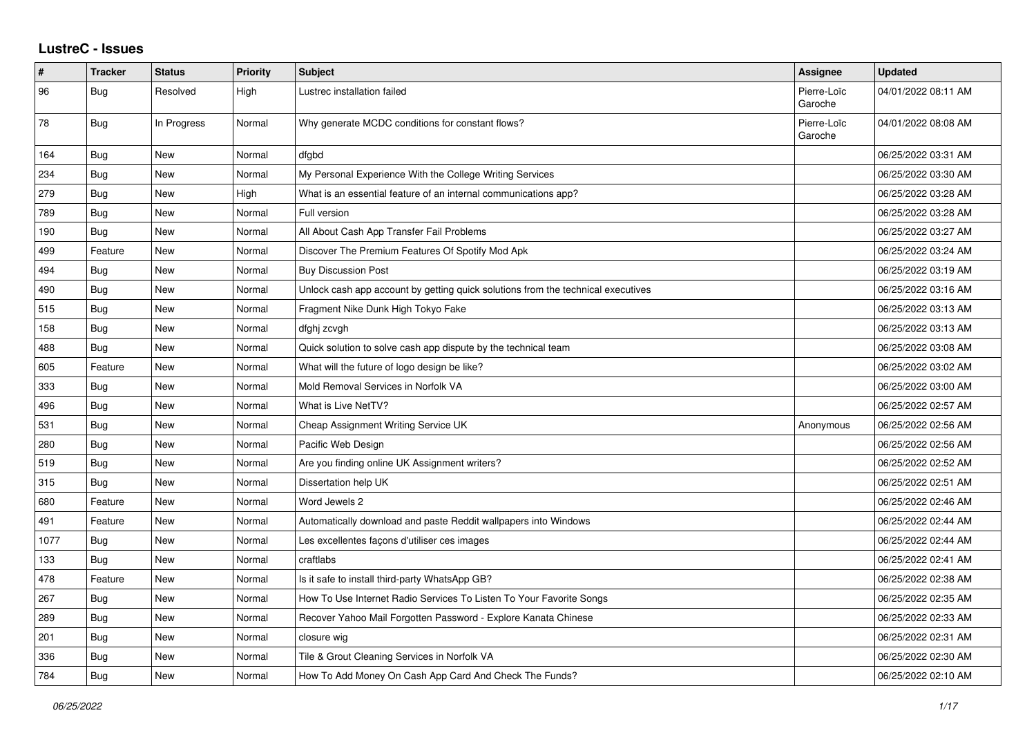# LustreC - Issues

| # | Tracker | Status | Priority | Subject | Assignee | Updated |
|---|---|---|---|---|---|---|
| 96 | Bug | Resolved | High | Lustrec installation failed | Pierre-Loïc Garoche | 04/01/2022 08:11 AM |
| 78 | Bug | In Progress | Normal | Why generate MCDC conditions for constant flows? | Pierre-Loïc Garoche | 04/01/2022 08:08 AM |
| 164 | Bug | New | Normal | dfgbd | | 06/25/2022 03:31 AM |
| 234 | Bug | New | Normal | My Personal Experience With the College Writing Services | | 06/25/2022 03:30 AM |
| 279 | Bug | New | High | What is an essential feature of an internal communications app? | | 06/25/2022 03:28 AM |
| 789 | Bug | New | Normal | Full version | | 06/25/2022 03:28 AM |
| 190 | Bug | New | Normal | All About Cash App Transfer Fail Problems | | 06/25/2022 03:27 AM |
| 499 | Feature | New | Normal | Discover The Premium Features Of Spotify Mod Apk | | 06/25/2022 03:24 AM |
| 494 | Bug | New | Normal | Buy Discussion Post | | 06/25/2022 03:19 AM |
| 490 | Bug | New | Normal | Unlock cash app account by getting quick solutions from the technical executives | | 06/25/2022 03:16 AM |
| 515 | Bug | New | Normal | Fragment Nike Dunk High Tokyo Fake | | 06/25/2022 03:13 AM |
| 158 | Bug | New | Normal | dfghj zcvgh | | 06/25/2022 03:13 AM |
| 488 | Bug | New | Normal | Quick solution to solve cash app dispute by the technical team | | 06/25/2022 03:08 AM |
| 605 | Feature | New | Normal | What will the future of logo design be like? | | 06/25/2022 03:02 AM |
| 333 | Bug | New | Normal | Mold Removal Services in Norfolk VA | | 06/25/2022 03:00 AM |
| 496 | Bug | New | Normal | What is Live NetTV? | | 06/25/2022 02:57 AM |
| 531 | Bug | New | Normal | Cheap Assignment Writing Service UK | Anonymous | 06/25/2022 02:56 AM |
| 280 | Bug | New | Normal | Pacific Web Design | | 06/25/2022 02:56 AM |
| 519 | Bug | New | Normal | Are you finding online UK Assignment writers? | | 06/25/2022 02:52 AM |
| 315 | Bug | New | Normal | Dissertation help UK | | 06/25/2022 02:51 AM |
| 680 | Feature | New | Normal | Word Jewels 2 | | 06/25/2022 02:46 AM |
| 491 | Feature | New | Normal | Automatically download and paste Reddit wallpapers into Windows | | 06/25/2022 02:44 AM |
| 1077 | Bug | New | Normal | Les excellentes façons d'utiliser ces images | | 06/25/2022 02:44 AM |
| 133 | Bug | New | Normal | craftlabs | | 06/25/2022 02:41 AM |
| 478 | Feature | New | Normal | Is it safe to install third-party WhatsApp GB? | | 06/25/2022 02:38 AM |
| 267 | Bug | New | Normal | How To Use Internet Radio Services To Listen To Your Favorite Songs | | 06/25/2022 02:35 AM |
| 289 | Bug | New | Normal | Recover Yahoo Mail Forgotten Password - Explore Kanata Chinese | | 06/25/2022 02:33 AM |
| 201 | Bug | New | Normal | closure wig | | 06/25/2022 02:31 AM |
| 336 | Bug | New | Normal | Tile & Grout Cleaning Services in Norfolk VA | | 06/25/2022 02:30 AM |
| 784 | Bug | New | Normal | How To Add Money On Cash App Card And Check The Funds? | | 06/25/2022 02:10 AM |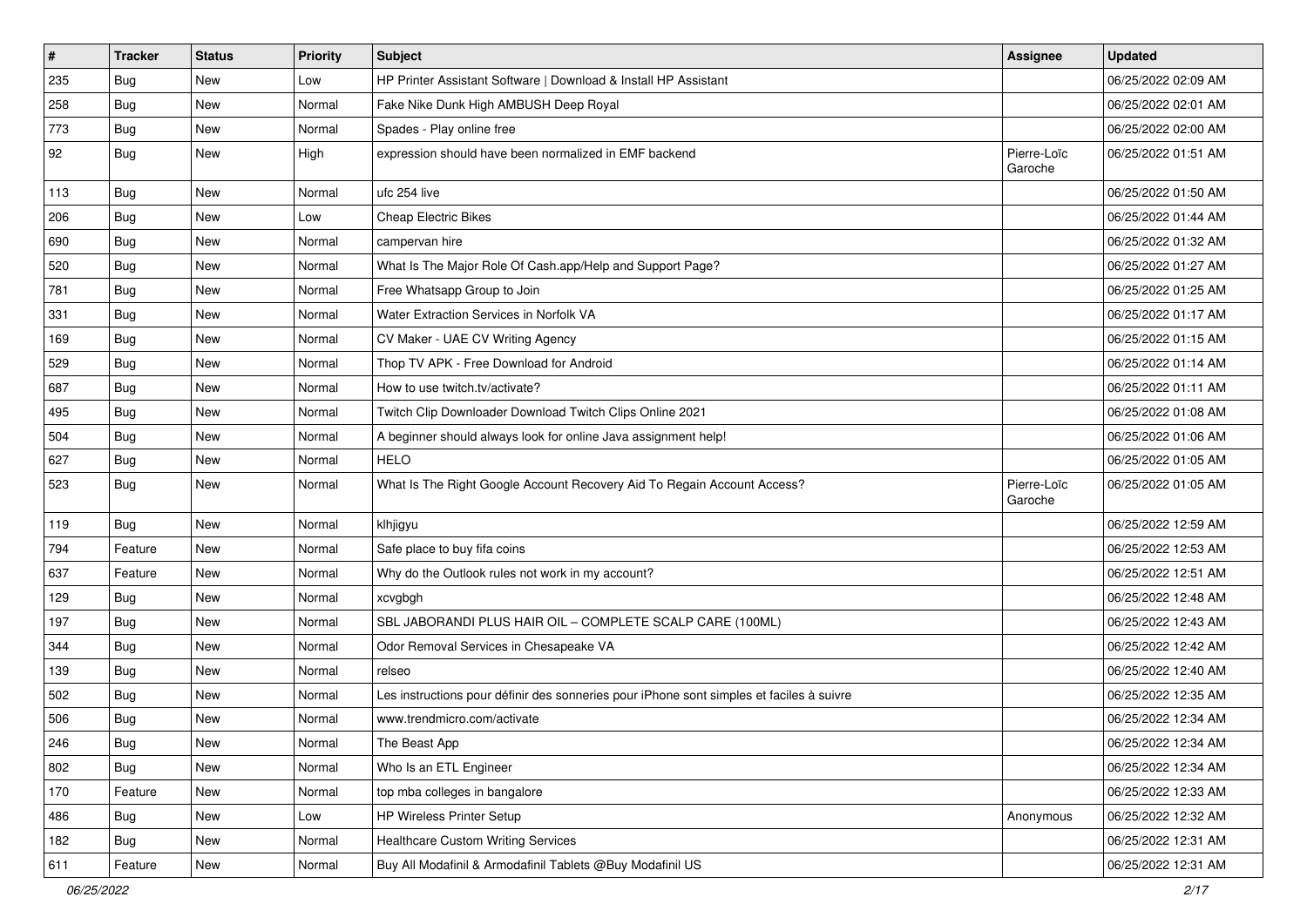| # | Tracker | Status | Priority | Subject | Assignee | Updated |
|---|---|---|---|---|---|---|
| 235 | Bug | New | Low | HP Printer Assistant Software \| Download & Install HP Assistant | | 06/25/2022 02:09 AM |
| 258 | Bug | New | Normal | Fake Nike Dunk High AMBUSH Deep Royal | | 06/25/2022 02:01 AM |
| 773 | Bug | New | Normal | Spades - Play online free | | 06/25/2022 02:00 AM |
| 92 | Bug | New | High | expression should have been normalized in EMF backend | Pierre-Loïc Garoche | 06/25/2022 01:51 AM |
| 113 | Bug | New | Normal | ufc 254 live | | 06/25/2022 01:50 AM |
| 206 | Bug | New | Low | Cheap Electric Bikes | | 06/25/2022 01:44 AM |
| 690 | Bug | New | Normal | campervan hire | | 06/25/2022 01:32 AM |
| 520 | Bug | New | Normal | What Is The Major Role Of Cash.app/Help and Support Page? | | 06/25/2022 01:27 AM |
| 781 | Bug | New | Normal | Free Whatsapp Group to Join | | 06/25/2022 01:25 AM |
| 331 | Bug | New | Normal | Water Extraction Services in Norfolk VA | | 06/25/2022 01:17 AM |
| 169 | Bug | New | Normal | CV Maker - UAE CV Writing Agency | | 06/25/2022 01:15 AM |
| 529 | Bug | New | Normal | Thop TV APK - Free Download for Android | | 06/25/2022 01:14 AM |
| 687 | Bug | New | Normal | How to use twitch.tv/activate? | | 06/25/2022 01:11 AM |
| 495 | Bug | New | Normal | Twitch Clip Downloader Download Twitch Clips Online 2021 | | 06/25/2022 01:08 AM |
| 504 | Bug | New | Normal | A beginner should always look for online Java assignment help! | | 06/25/2022 01:06 AM |
| 627 | Bug | New | Normal | HELO | | 06/25/2022 01:05 AM |
| 523 | Bug | New | Normal | What Is The Right Google Account Recovery Aid To Regain Account Access? | Pierre-Loïc Garoche | 06/25/2022 01:05 AM |
| 119 | Bug | New | Normal | klhjigyu | | 06/25/2022 12:59 AM |
| 794 | Feature | New | Normal | Safe place to buy fifa coins | | 06/25/2022 12:53 AM |
| 637 | Feature | New | Normal | Why do the Outlook rules not work in my account? | | 06/25/2022 12:51 AM |
| 129 | Bug | New | Normal | xcvgbgh | | 06/25/2022 12:48 AM |
| 197 | Bug | New | Normal | SBL JABORANDI PLUS HAIR OIL – COMPLETE SCALP CARE (100ML) | | 06/25/2022 12:43 AM |
| 344 | Bug | New | Normal | Odor Removal Services in Chesapeake VA | | 06/25/2022 12:42 AM |
| 139 | Bug | New | Normal | relseo | | 06/25/2022 12:40 AM |
| 502 | Bug | New | Normal | Les instructions pour définir des sonneries pour iPhone sont simples et faciles à suivre | | 06/25/2022 12:35 AM |
| 506 | Bug | New | Normal | www.trendmicro.com/activate | | 06/25/2022 12:34 AM |
| 246 | Bug | New | Normal | The Beast App | | 06/25/2022 12:34 AM |
| 802 | Bug | New | Normal | Who Is an ETL Engineer | | 06/25/2022 12:34 AM |
| 170 | Feature | New | Normal | top mba colleges in bangalore | | 06/25/2022 12:33 AM |
| 486 | Bug | New | Low | HP Wireless Printer Setup | Anonymous | 06/25/2022 12:32 AM |
| 182 | Bug | New | Normal | Healthcare Custom Writing Services | | 06/25/2022 12:31 AM |
| 611 | Feature | New | Normal | Buy All Modafinil & Armodafinil Tablets @Buy Modafinil US | | 06/25/2022 12:31 AM |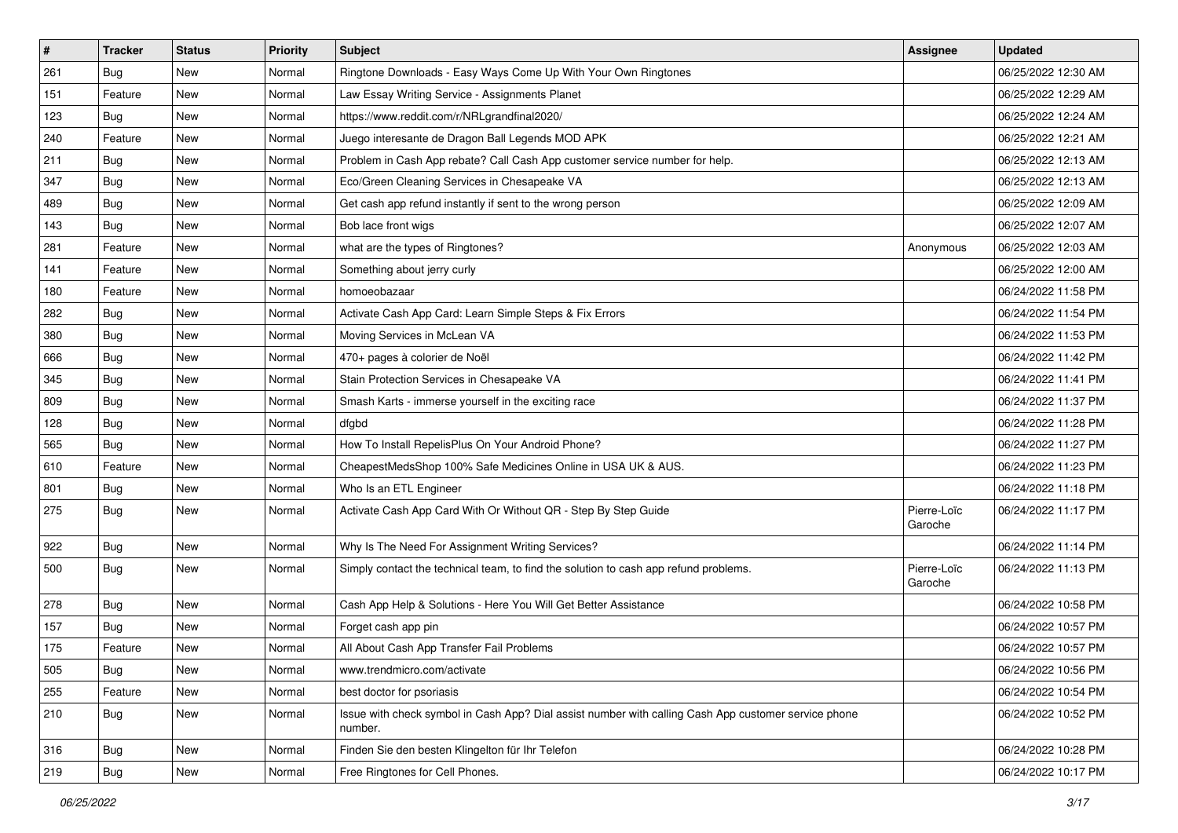| # | Tracker | Status | Priority | Subject | Assignee | Updated |
|---|---|---|---|---|---|---|
| 261 | Bug | New | Normal | Ringtone Downloads - Easy Ways Come Up With Your Own Ringtones | | 06/25/2022 12:30 AM |
| 151 | Feature | New | Normal | Law Essay Writing Service - Assignments Planet | | 06/25/2022 12:29 AM |
| 123 | Bug | New | Normal | https://www.reddit.com/r/NRLgrandfinal2020/ | | 06/25/2022 12:24 AM |
| 240 | Feature | New | Normal | Juego interesante de Dragon Ball Legends MOD APK | | 06/25/2022 12:21 AM |
| 211 | Bug | New | Normal | Problem in Cash App rebate? Call Cash App customer service number for help. | | 06/25/2022 12:13 AM |
| 347 | Bug | New | Normal | Eco/Green Cleaning Services in Chesapeake VA | | 06/25/2022 12:13 AM |
| 489 | Bug | New | Normal | Get cash app refund instantly if sent to the wrong person | | 06/25/2022 12:09 AM |
| 143 | Bug | New | Normal | Bob lace front wigs | | 06/25/2022 12:07 AM |
| 281 | Feature | New | Normal | what are the types of Ringtones? | Anonymous | 06/25/2022 12:03 AM |
| 141 | Feature | New | Normal | Something about jerry curly | | 06/25/2022 12:00 AM |
| 180 | Feature | New | Normal | homoeobazaar | | 06/24/2022 11:58 PM |
| 282 | Bug | New | Normal | Activate Cash App Card: Learn Simple Steps & Fix Errors | | 06/24/2022 11:54 PM |
| 380 | Bug | New | Normal | Moving Services in McLean VA | | 06/24/2022 11:53 PM |
| 666 | Bug | New | Normal | 470+ pages à colorier de Noël | | 06/24/2022 11:42 PM |
| 345 | Bug | New | Normal | Stain Protection Services in Chesapeake VA | | 06/24/2022 11:41 PM |
| 809 | Bug | New | Normal | Smash Karts - immerse yourself in the exciting race | | 06/24/2022 11:37 PM |
| 128 | Bug | New | Normal | dfgbd | | 06/24/2022 11:28 PM |
| 565 | Bug | New | Normal | How To Install RepelisPlus On Your Android Phone? | | 06/24/2022 11:27 PM |
| 610 | Feature | New | Normal | CheapestMedsShop 100% Safe Medicines Online in USA UK & AUS. | | 06/24/2022 11:23 PM |
| 801 | Bug | New | Normal | Who Is an ETL Engineer | | 06/24/2022 11:18 PM |
| 275 | Bug | New | Normal | Activate Cash App Card With Or Without QR - Step By Step Guide | Pierre-Loïc Garoche | 06/24/2022 11:17 PM |
| 922 | Bug | New | Normal | Why Is The Need For Assignment Writing Services? | | 06/24/2022 11:14 PM |
| 500 | Bug | New | Normal | Simply contact the technical team, to find the solution to cash app refund problems. | Pierre-Loïc Garoche | 06/24/2022 11:13 PM |
| 278 | Bug | New | Normal | Cash App Help & Solutions - Here You Will Get Better Assistance | | 06/24/2022 10:58 PM |
| 157 | Bug | New | Normal | Forget cash app pin | | 06/24/2022 10:57 PM |
| 175 | Feature | New | Normal | All About Cash App Transfer Fail Problems | | 06/24/2022 10:57 PM |
| 505 | Bug | New | Normal | www.trendmicro.com/activate | | 06/24/2022 10:56 PM |
| 255 | Feature | New | Normal | best doctor for psoriasis | | 06/24/2022 10:54 PM |
| 210 | Bug | New | Normal | Issue with check symbol in Cash App? Dial assist number with calling Cash App customer service phone number. | | 06/24/2022 10:52 PM |
| 316 | Bug | New | Normal | Finden Sie den besten Klingelton für Ihr Telefon | | 06/24/2022 10:28 PM |
| 219 | Bug | New | Normal | Free Ringtones for Cell Phones. | | 06/24/2022 10:17 PM |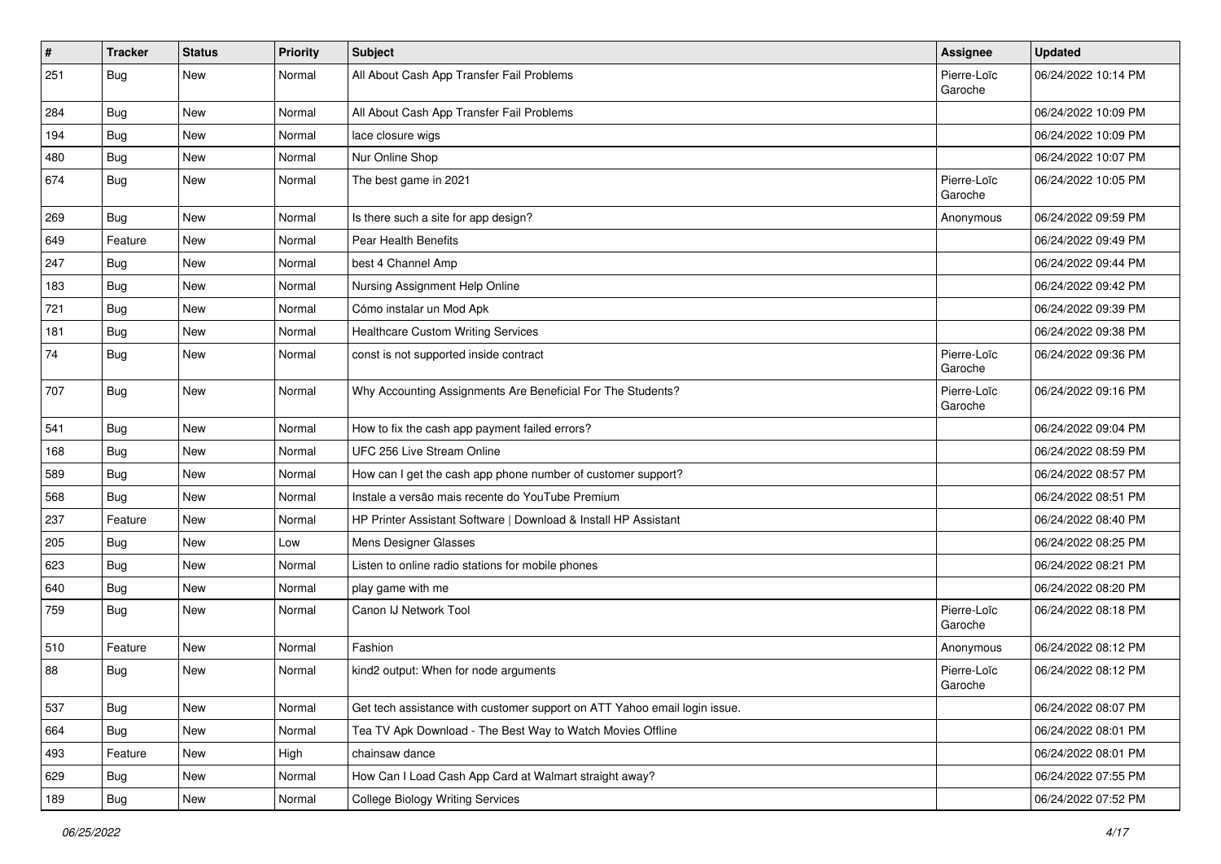| # | Tracker | Status | Priority | Subject | Assignee | Updated |
|---|---|---|---|---|---|---|
| 251 | Bug | New | Normal | All About Cash App Transfer Fail Problems | Pierre-Loïc Garoche | 06/24/2022 10:14 PM |
| 284 | Bug | New | Normal | All About Cash App Transfer Fail Problems | | 06/24/2022 10:09 PM |
| 194 | Bug | New | Normal | lace closure wigs | | 06/24/2022 10:09 PM |
| 480 | Bug | New | Normal | Nur Online Shop | | 06/24/2022 10:07 PM |
| 674 | Bug | New | Normal | The best game in 2021 | Pierre-Loïc Garoche | 06/24/2022 10:05 PM |
| 269 | Bug | New | Normal | Is there such a site for app design? | Anonymous | 06/24/2022 09:59 PM |
| 649 | Feature | New | Normal | Pear Health Benefits | | 06/24/2022 09:49 PM |
| 247 | Bug | New | Normal | best 4 Channel Amp | | 06/24/2022 09:44 PM |
| 183 | Bug | New | Normal | Nursing Assignment Help Online | | 06/24/2022 09:42 PM |
| 721 | Bug | New | Normal | Cómo instalar un Mod Apk | | 06/24/2022 09:39 PM |
| 181 | Bug | New | Normal | Healthcare Custom Writing Services | | 06/24/2022 09:38 PM |
| 74 | Bug | New | Normal | const is not supported inside contract | Pierre-Loïc Garoche | 06/24/2022 09:36 PM |
| 707 | Bug | New | Normal | Why Accounting Assignments Are Beneficial For The Students? | Pierre-Loïc Garoche | 06/24/2022 09:16 PM |
| 541 | Bug | New | Normal | How to fix the cash app payment failed errors? | | 06/24/2022 09:04 PM |
| 168 | Bug | New | Normal | UFC 256 Live Stream Online | | 06/24/2022 08:59 PM |
| 589 | Bug | New | Normal | How can I get the cash app phone number of customer support? | | 06/24/2022 08:57 PM |
| 568 | Bug | New | Normal | Instale a versão mais recente do YouTube Premium | | 06/24/2022 08:51 PM |
| 237 | Feature | New | Normal | HP Printer Assistant Software \| Download & Install HP Assistant | | 06/24/2022 08:40 PM |
| 205 | Bug | New | Low | Mens Designer Glasses | | 06/24/2022 08:25 PM |
| 623 | Bug | New | Normal | Listen to online radio stations for mobile phones | | 06/24/2022 08:21 PM |
| 640 | Bug | New | Normal | play game with me | | 06/24/2022 08:20 PM |
| 759 | Bug | New | Normal | Canon IJ Network Tool | Pierre-Loïc Garoche | 06/24/2022 08:18 PM |
| 510 | Feature | New | Normal | Fashion | Anonymous | 06/24/2022 08:12 PM |
| 88 | Bug | New | Normal | kind2 output: When for node arguments | Pierre-Loïc Garoche | 06/24/2022 08:12 PM |
| 537 | Bug | New | Normal | Get tech assistance with customer support on ATT Yahoo email login issue. | | 06/24/2022 08:07 PM |
| 664 | Bug | New | Normal | Tea TV Apk Download - The Best Way to Watch Movies Offline | | 06/24/2022 08:01 PM |
| 493 | Feature | New | High | chainsaw dance | | 06/24/2022 08:01 PM |
| 629 | Bug | New | Normal | How Can I Load Cash App Card at Walmart straight away? | | 06/24/2022 07:55 PM |
| 189 | Bug | New | Normal | College Biology Writing Services | | 06/24/2022 07:52 PM |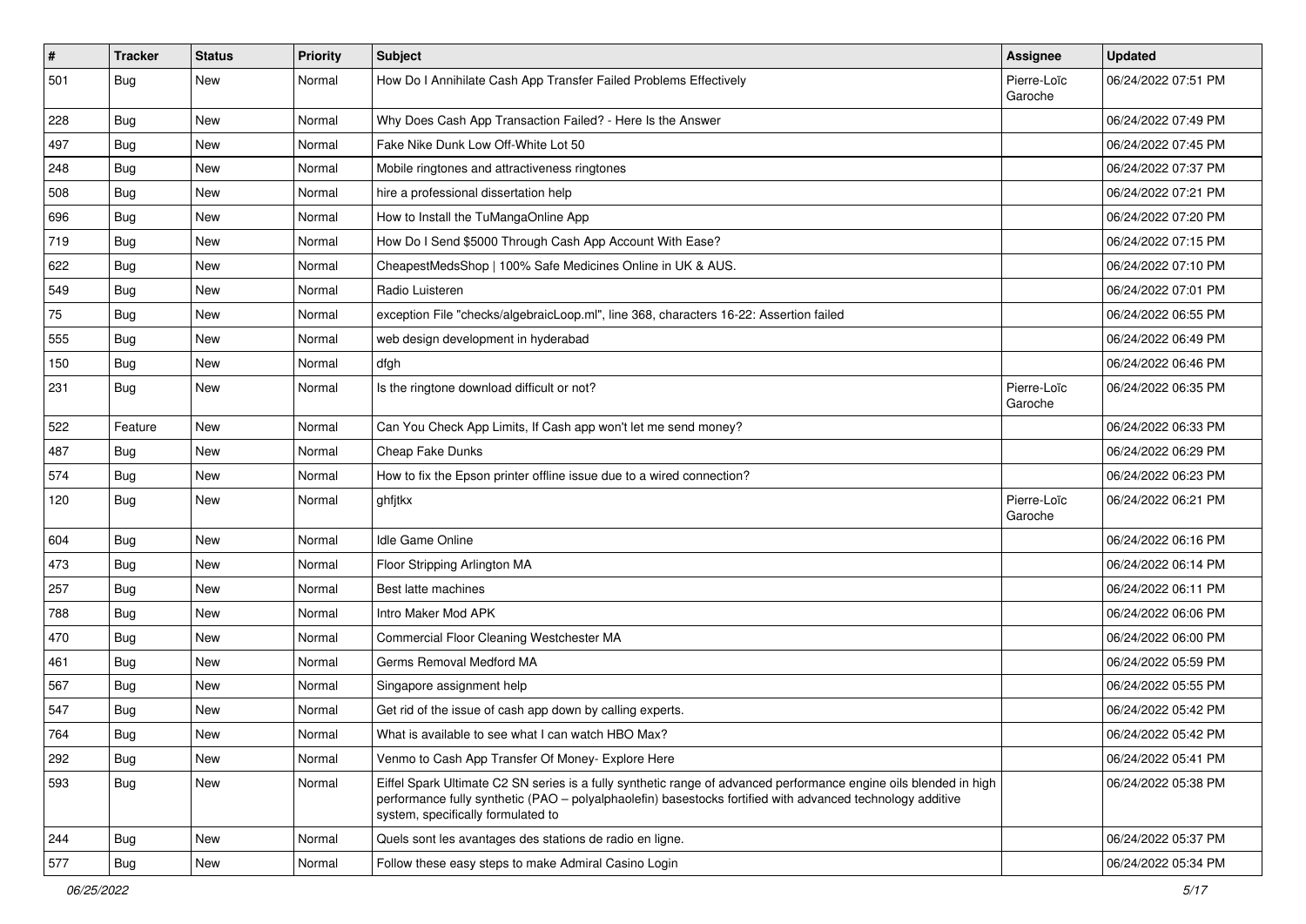| # | Tracker | Status | Priority | Subject | Assignee | Updated |
|---|---|---|---|---|---|---|
| 501 | Bug | New | Normal | How Do I Annihilate Cash App Transfer Failed Problems Effectively | Pierre-Loïc Garoche | 06/24/2022 07:51 PM |
| 228 | Bug | New | Normal | Why Does Cash App Transaction Failed? - Here Is the Answer | | 06/24/2022 07:49 PM |
| 497 | Bug | New | Normal | Fake Nike Dunk Low Off-White Lot 50 | | 06/24/2022 07:45 PM |
| 248 | Bug | New | Normal | Mobile ringtones and attractiveness ringtones | | 06/24/2022 07:37 PM |
| 508 | Bug | New | Normal | hire a professional dissertation help | | 06/24/2022 07:21 PM |
| 696 | Bug | New | Normal | How to Install the TuMangaOnline App | | 06/24/2022 07:20 PM |
| 719 | Bug | New | Normal | How Do I Send $5000 Through Cash App Account With Ease? | | 06/24/2022 07:15 PM |
| 622 | Bug | New | Normal | CheapestMedsShop \| 100% Safe Medicines Online in UK & AUS. | | 06/24/2022 07:10 PM |
| 549 | Bug | New | Normal | Radio Luisteren | | 06/24/2022 07:01 PM |
| 75 | Bug | New | Normal | exception File "checks/algebraicLoop.ml", line 368, characters 16-22: Assertion failed | | 06/24/2022 06:55 PM |
| 555 | Bug | New | Normal | web design development in hyderabad | | 06/24/2022 06:49 PM |
| 150 | Bug | New | Normal | dfgh | | 06/24/2022 06:46 PM |
| 231 | Bug | New | Normal | Is the ringtone download difficult or not? | Pierre-Loïc Garoche | 06/24/2022 06:35 PM |
| 522 | Feature | New | Normal | Can You Check App Limits, If Cash app won't let me send money? | | 06/24/2022 06:33 PM |
| 487 | Bug | New | Normal | Cheap Fake Dunks | | 06/24/2022 06:29 PM |
| 574 | Bug | New | Normal | How to fix the Epson printer offline issue due to a wired connection? | | 06/24/2022 06:23 PM |
| 120 | Bug | New | Normal | ghfjtkx | Pierre-Loïc Garoche | 06/24/2022 06:21 PM |
| 604 | Bug | New | Normal | Idle Game Online | | 06/24/2022 06:16 PM |
| 473 | Bug | New | Normal | Floor Stripping Arlington MA | | 06/24/2022 06:14 PM |
| 257 | Bug | New | Normal | Best latte machines | | 06/24/2022 06:11 PM |
| 788 | Bug | New | Normal | Intro Maker Mod APK | | 06/24/2022 06:06 PM |
| 470 | Bug | New | Normal | Commercial Floor Cleaning Westchester MA | | 06/24/2022 06:00 PM |
| 461 | Bug | New | Normal | Germs Removal Medford MA | | 06/24/2022 05:59 PM |
| 567 | Bug | New | Normal | Singapore assignment help | | 06/24/2022 05:55 PM |
| 547 | Bug | New | Normal | Get rid of the issue of cash app down by calling experts. | | 06/24/2022 05:42 PM |
| 764 | Bug | New | Normal | What is available to see what I can watch HBO Max? | | 06/24/2022 05:42 PM |
| 292 | Bug | New | Normal | Venmo to Cash App Transfer Of Money- Explore Here | | 06/24/2022 05:41 PM |
| 593 | Bug | New | Normal | Eiffel Spark Ultimate C2 SN series is a fully synthetic range of advanced performance engine oils blended in high performance fully synthetic (PAO – polyalphaolefin) basestocks fortified with advanced technology additive system, specifically formulated to | | 06/24/2022 05:38 PM |
| 244 | Bug | New | Normal | Quels sont les avantages des stations de radio en ligne. | | 06/24/2022 05:37 PM |
| 577 | Bug | New | Normal | Follow these easy steps to make Admiral Casino Login | | 06/24/2022 05:34 PM |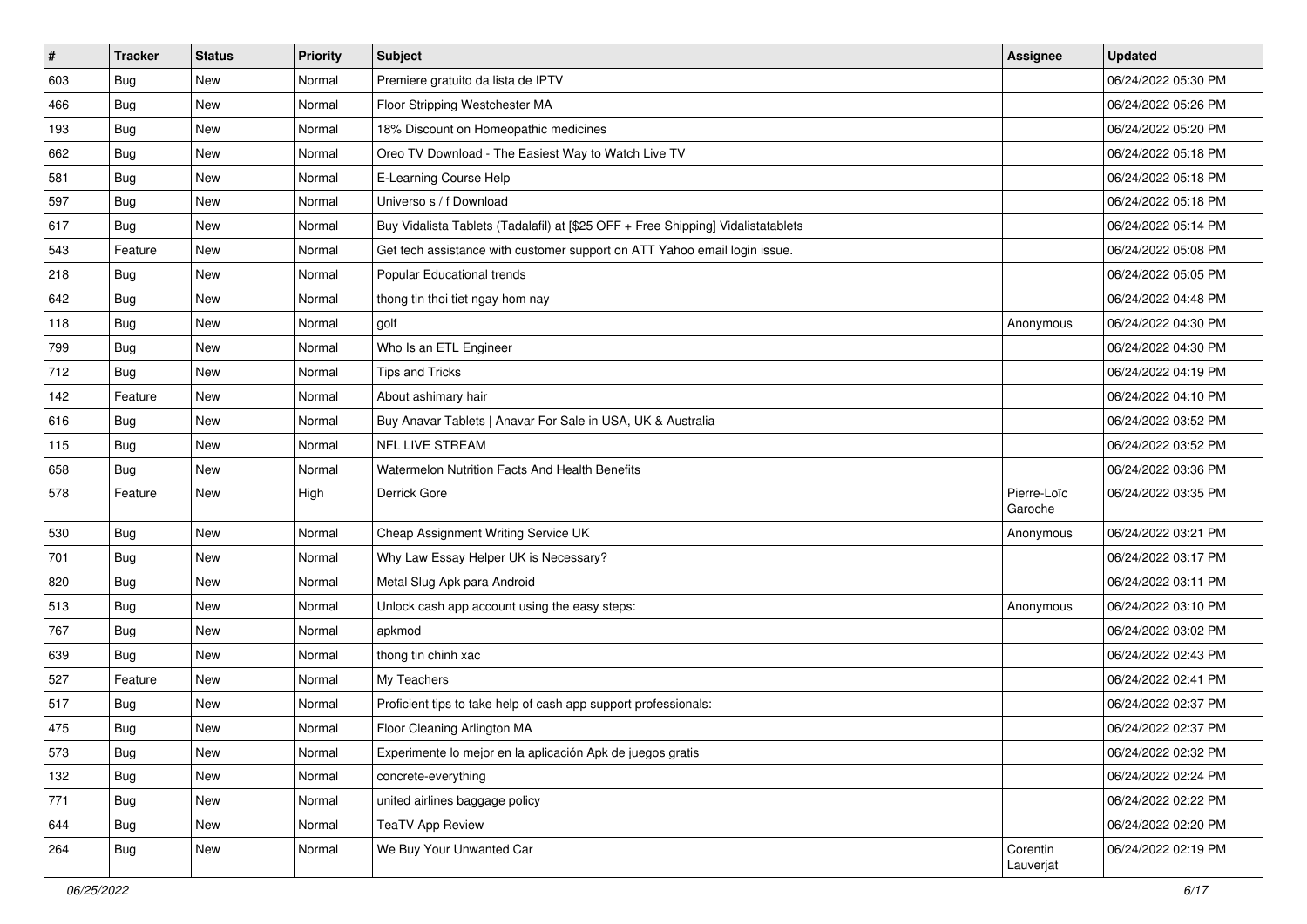| # | Tracker | Status | Priority | Subject | Assignee | Updated |
|---|---|---|---|---|---|---|
| 603 | Bug | New | Normal | Premiere gratuito da lista de IPTV | | 06/24/2022 05:30 PM |
| 466 | Bug | New | Normal | Floor Stripping Westchester MA | | 06/24/2022 05:26 PM |
| 193 | Bug | New | Normal | 18% Discount on Homeopathic medicines | | 06/24/2022 05:20 PM |
| 662 | Bug | New | Normal | Oreo TV Download - The Easiest Way to Watch Live TV | | 06/24/2022 05:18 PM |
| 581 | Bug | New | Normal | E-Learning Course Help | | 06/24/2022 05:18 PM |
| 597 | Bug | New | Normal | Universo s / f Download | | 06/24/2022 05:18 PM |
| 617 | Bug | New | Normal | Buy Vidalista Tablets (Tadalafil) at [$25 OFF + Free Shipping] Vidalistatablets | | 06/24/2022 05:14 PM |
| 543 | Feature | New | Normal | Get tech assistance with customer support on ATT Yahoo email login issue. | | 06/24/2022 05:08 PM |
| 218 | Bug | New | Normal | Popular Educational trends | | 06/24/2022 05:05 PM |
| 642 | Bug | New | Normal | thong tin thoi tiet ngay hom nay | | 06/24/2022 04:48 PM |
| 118 | Bug | New | Normal | golf | Anonymous | 06/24/2022 04:30 PM |
| 799 | Bug | New | Normal | Who Is an ETL Engineer | | 06/24/2022 04:30 PM |
| 712 | Bug | New | Normal | Tips and Tricks | | 06/24/2022 04:19 PM |
| 142 | Feature | New | Normal | About ashimary hair | | 06/24/2022 04:10 PM |
| 616 | Bug | New | Normal | Buy Anavar Tablets \| Anavar For Sale in USA, UK & Australia | | 06/24/2022 03:52 PM |
| 115 | Bug | New | Normal | NFL LIVE STREAM | | 06/24/2022 03:52 PM |
| 658 | Bug | New | Normal | Watermelon Nutrition Facts And Health Benefits | | 06/24/2022 03:36 PM |
| 578 | Feature | New | High | Derrick Gore | Pierre-Loïc Garoche | 06/24/2022 03:35 PM |
| 530 | Bug | New | Normal | Cheap Assignment Writing Service UK | Anonymous | 06/24/2022 03:21 PM |
| 701 | Bug | New | Normal | Why Law Essay Helper UK is Necessary? | | 06/24/2022 03:17 PM |
| 820 | Bug | New | Normal | Metal Slug Apk para Android | | 06/24/2022 03:11 PM |
| 513 | Bug | New | Normal | Unlock cash app account using the easy steps: | Anonymous | 06/24/2022 03:10 PM |
| 767 | Bug | New | Normal | apkmod | | 06/24/2022 03:02 PM |
| 639 | Bug | New | Normal | thong tin chinh xac | | 06/24/2022 02:43 PM |
| 527 | Feature | New | Normal | My Teachers | | 06/24/2022 02:41 PM |
| 517 | Bug | New | Normal | Proficient tips to take help of cash app support professionals: | | 06/24/2022 02:37 PM |
| 475 | Bug | New | Normal | Floor Cleaning Arlington MA | | 06/24/2022 02:37 PM |
| 573 | Bug | New | Normal | Experimente lo mejor en la aplicación Apk de juegos gratis | | 06/24/2022 02:32 PM |
| 132 | Bug | New | Normal | concrete-everything | | 06/24/2022 02:24 PM |
| 771 | Bug | New | Normal | united airlines baggage policy | | 06/24/2022 02:22 PM |
| 644 | Bug | New | Normal | TeaTV App Review | | 06/24/2022 02:20 PM |
| 264 | Bug | New | Normal | We Buy Your Unwanted Car | Corentin Lauverjat | 06/24/2022 02:19 PM |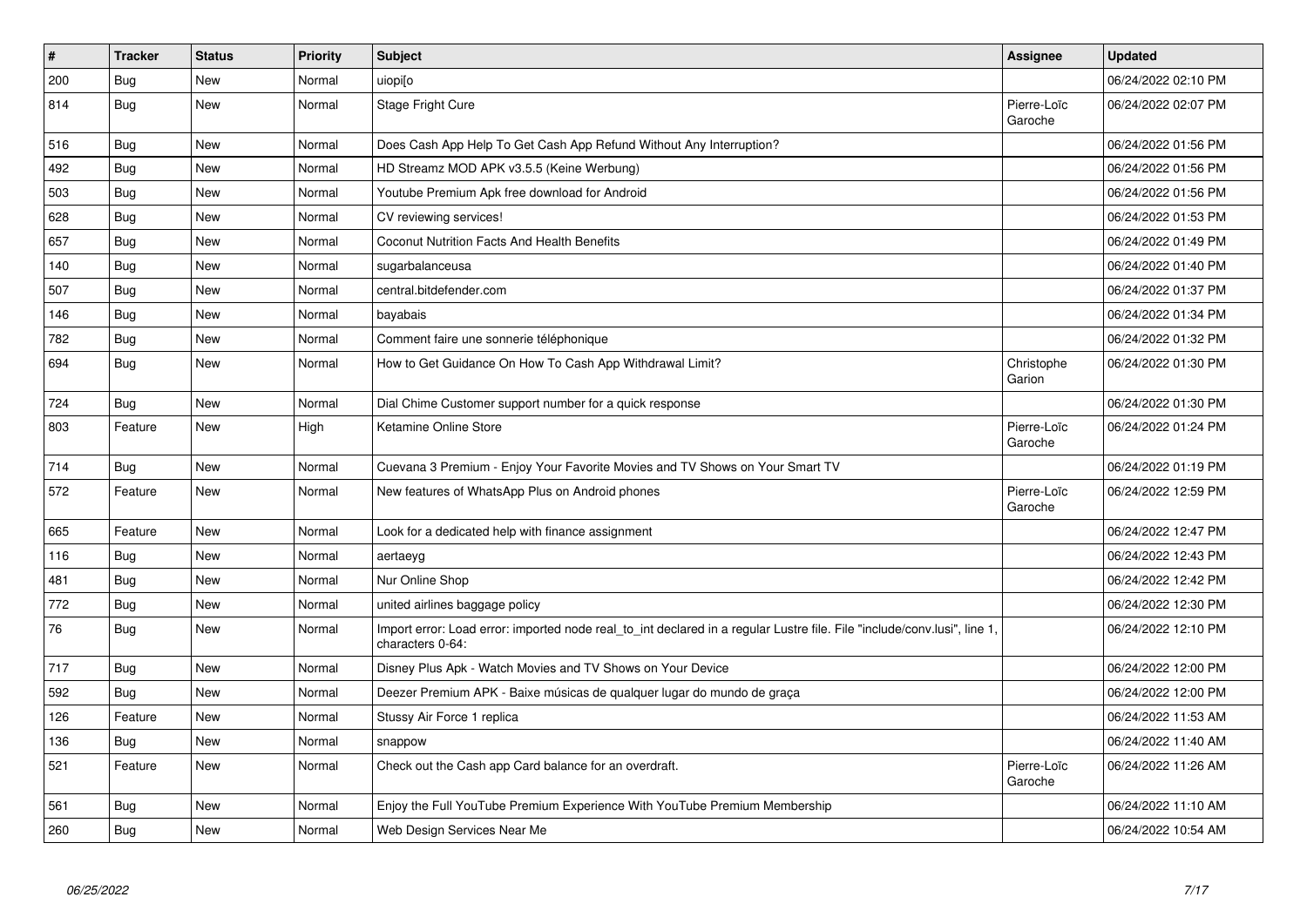| # | Tracker | Status | Priority | Subject | Assignee | Updated |
|---|---|---|---|---|---|---|
| 200 | Bug | New | Normal | uiopi[o | | 06/24/2022 02:10 PM |
| 814 | Bug | New | Normal | Stage Fright Cure | Pierre-Loïc Garoche | 06/24/2022 02:07 PM |
| 516 | Bug | New | Normal | Does Cash App Help To Get Cash App Refund Without Any Interruption? | | 06/24/2022 01:56 PM |
| 492 | Bug | New | Normal | HD Streamz MOD APK v3.5.5 (Keine Werbung) | | 06/24/2022 01:56 PM |
| 503 | Bug | New | Normal | Youtube Premium Apk free download for Android | | 06/24/2022 01:56 PM |
| 628 | Bug | New | Normal | CV reviewing services! | | 06/24/2022 01:53 PM |
| 657 | Bug | New | Normal | Coconut Nutrition Facts And Health Benefits | | 06/24/2022 01:49 PM |
| 140 | Bug | New | Normal | sugarbalanceusa | | 06/24/2022 01:40 PM |
| 507 | Bug | New | Normal | central.bitdefender.com | | 06/24/2022 01:37 PM |
| 146 | Bug | New | Normal | bayabais | | 06/24/2022 01:34 PM |
| 782 | Bug | New | Normal | Comment faire une sonnerie téléphonique | | 06/24/2022 01:32 PM |
| 694 | Bug | New | Normal | How to Get Guidance On How To Cash App Withdrawal Limit? | Christophe Garion | 06/24/2022 01:30 PM |
| 724 | Bug | New | Normal | Dial Chime Customer support number for a quick response | | 06/24/2022 01:30 PM |
| 803 | Feature | New | High | Ketamine Online Store | Pierre-Loïc Garoche | 06/24/2022 01:24 PM |
| 714 | Bug | New | Normal | Cuevana 3 Premium - Enjoy Your Favorite Movies and TV Shows on Your Smart TV | | 06/24/2022 01:19 PM |
| 572 | Feature | New | Normal | New features of WhatsApp Plus on Android phones | Pierre-Loïc Garoche | 06/24/2022 12:59 PM |
| 665 | Feature | New | Normal | Look for a dedicated help with finance assignment | | 06/24/2022 12:47 PM |
| 116 | Bug | New | Normal | aertaeyg | | 06/24/2022 12:43 PM |
| 481 | Bug | New | Normal | Nur Online Shop | | 06/24/2022 12:42 PM |
| 772 | Bug | New | Normal | united airlines baggage policy | | 06/24/2022 12:30 PM |
| 76 | Bug | New | Normal | Import error: Load error: imported node real_to_int declared in a regular Lustre file. File "include/conv.lusi", line 1, characters 0-64: | | 06/24/2022 12:10 PM |
| 717 | Bug | New | Normal | Disney Plus Apk - Watch Movies and TV Shows on Your Device | | 06/24/2022 12:00 PM |
| 592 | Bug | New | Normal | Deezer Premium APK - Baixe músicas de qualquer lugar do mundo de graça | | 06/24/2022 12:00 PM |
| 126 | Feature | New | Normal | Stussy Air Force 1 replica | | 06/24/2022 11:53 AM |
| 136 | Bug | New | Normal | snappow | | 06/24/2022 11:40 AM |
| 521 | Feature | New | Normal | Check out the Cash app Card balance for an overdraft. | Pierre-Loïc Garoche | 06/24/2022 11:26 AM |
| 561 | Bug | New | Normal | Enjoy the Full YouTube Premium Experience With YouTube Premium Membership | | 06/24/2022 11:10 AM |
| 260 | Bug | New | Normal | Web Design Services Near Me | | 06/24/2022 10:54 AM |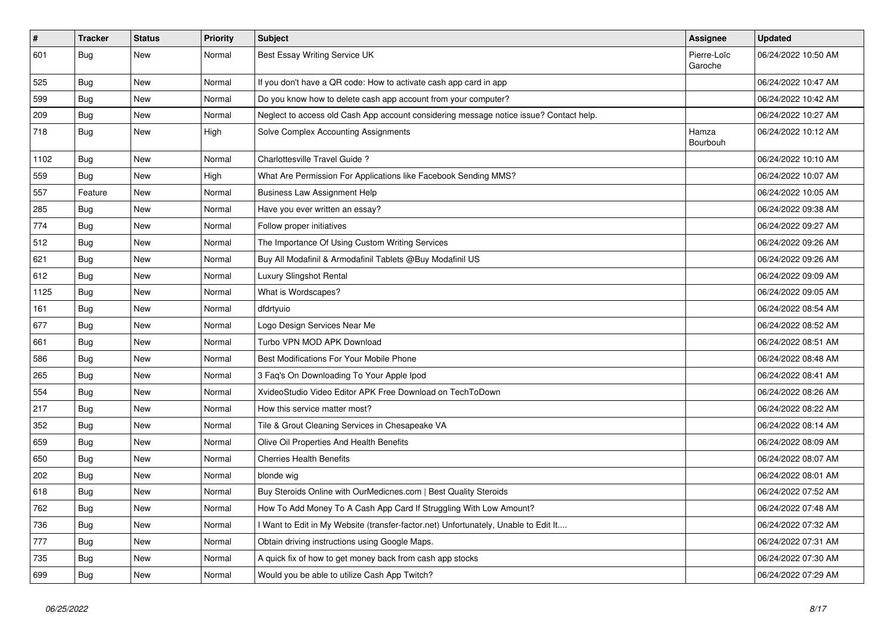| # | Tracker | Status | Priority | Subject | Assignee | Updated |
|---|---|---|---|---|---|---|
| 601 | Bug | New | Normal | Best Essay Writing Service UK | Pierre-Loïc Garoche | 06/24/2022 10:50 AM |
| 525 | Bug | New | Normal | If you don't have a QR code: How to activate cash app card in app | | 06/24/2022 10:47 AM |
| 599 | Bug | New | Normal | Do you know how to delete cash app account from your computer? | | 06/24/2022 10:42 AM |
| 209 | Bug | New | Normal | Neglect to access old Cash App account considering message notice issue? Contact help. | | 06/24/2022 10:27 AM |
| 718 | Bug | New | High | Solve Complex Accounting Assignments | Hamza Bourbouh | 06/24/2022 10:12 AM |
| 1102 | Bug | New | Normal | Charlottesville Travel Guide ? | | 06/24/2022 10:10 AM |
| 559 | Bug | New | High | What Are Permission For Applications like Facebook Sending MMS? | | 06/24/2022 10:07 AM |
| 557 | Feature | New | Normal | Business Law Assignment Help | | 06/24/2022 10:05 AM |
| 285 | Bug | New | Normal | Have you ever written an essay? | | 06/24/2022 09:38 AM |
| 774 | Bug | New | Normal | Follow proper initiatives | | 06/24/2022 09:27 AM |
| 512 | Bug | New | Normal | The Importance Of Using Custom Writing Services | | 06/24/2022 09:26 AM |
| 621 | Bug | New | Normal | Buy All Modafinil & Armodafinil Tablets @Buy Modafinil US | | 06/24/2022 09:26 AM |
| 612 | Bug | New | Normal | Luxury Slingshot Rental | | 06/24/2022 09:09 AM |
| 1125 | Bug | New | Normal | What is Wordscapes? | | 06/24/2022 09:05 AM |
| 161 | Bug | New | Normal | dfdrtyuio | | 06/24/2022 08:54 AM |
| 677 | Bug | New | Normal | Logo Design Services Near Me | | 06/24/2022 08:52 AM |
| 661 | Bug | New | Normal | Turbo VPN MOD APK Download | | 06/24/2022 08:51 AM |
| 586 | Bug | New | Normal | Best Modifications For Your Mobile Phone | | 06/24/2022 08:48 AM |
| 265 | Bug | New | Normal | 3 Faq's On Downloading To Your Apple Ipod | | 06/24/2022 08:41 AM |
| 554 | Bug | New | Normal | XvideoStudio Video Editor APK Free Download on TechToDown | | 06/24/2022 08:26 AM |
| 217 | Bug | New | Normal | How this service matter most? | | 06/24/2022 08:22 AM |
| 352 | Bug | New | Normal | Tile & Grout Cleaning Services in Chesapeake VA | | 06/24/2022 08:14 AM |
| 659 | Bug | New | Normal | Olive Oil Properties And Health Benefits | | 06/24/2022 08:09 AM |
| 650 | Bug | New | Normal | Cherries Health Benefits | | 06/24/2022 08:07 AM |
| 202 | Bug | New | Normal | blonde wig | | 06/24/2022 08:01 AM |
| 618 | Bug | New | Normal | Buy Steroids Online with OurMedicnes.com \| Best Quality Steroids | | 06/24/2022 07:52 AM |
| 762 | Bug | New | Normal | How To Add Money To A Cash App Card If Struggling With Low Amount? | | 06/24/2022 07:48 AM |
| 736 | Bug | New | Normal | I Want to Edit in My Website (transfer-factor.net) Unfortunately, Unable to Edit It.... | | 06/24/2022 07:32 AM |
| 777 | Bug | New | Normal | Obtain driving instructions using Google Maps. | | 06/24/2022 07:31 AM |
| 735 | Bug | New | Normal | A quick fix of how to get money back from cash app stocks | | 06/24/2022 07:30 AM |
| 699 | Bug | New | Normal | Would you be able to utilize Cash App Twitch? | | 06/24/2022 07:29 AM |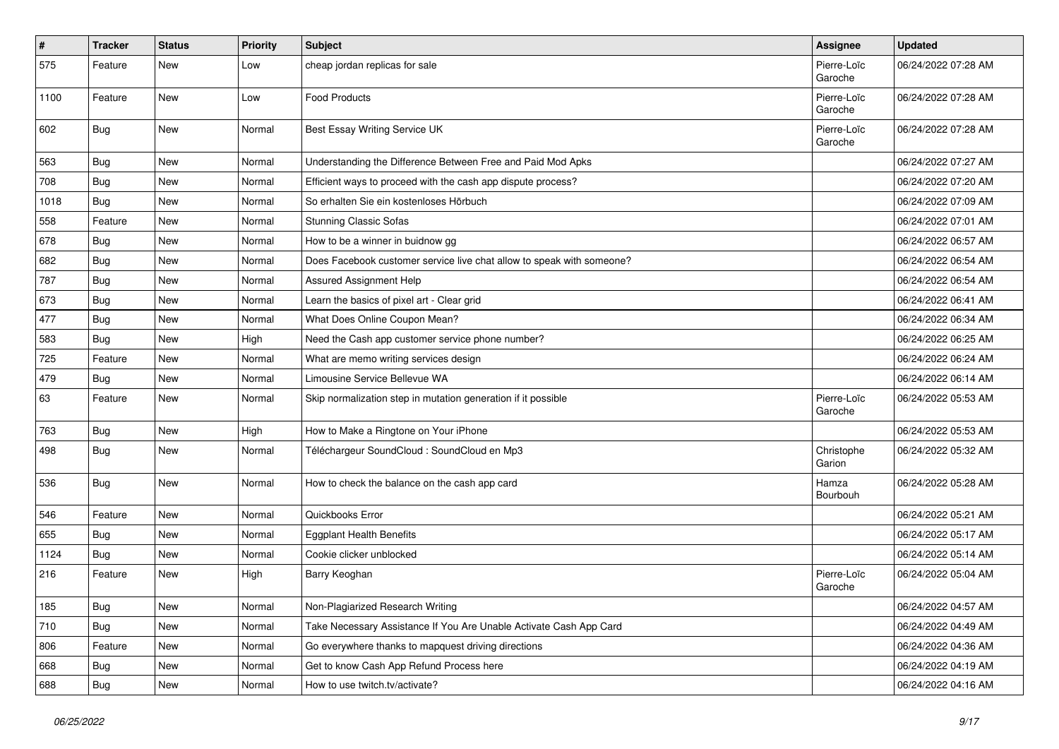| # | Tracker | Status | Priority | Subject | Assignee | Updated |
| --- | --- | --- | --- | --- | --- | --- |
| 575 | Feature | New | Low | cheap jordan replicas for sale | Pierre-Loïc Garoche | 06/24/2022 07:28 AM |
| 1100 | Feature | New | Low | Food Products | Pierre-Loïc Garoche | 06/24/2022 07:28 AM |
| 602 | Bug | New | Normal | Best Essay Writing Service UK | Pierre-Loïc Garoche | 06/24/2022 07:28 AM |
| 563 | Bug | New | Normal | Understanding the Difference Between Free and Paid Mod Apks | | 06/24/2022 07:27 AM |
| 708 | Bug | New | Normal | Efficient ways to proceed with the cash app dispute process? | | 06/24/2022 07:20 AM |
| 1018 | Bug | New | Normal | So erhalten Sie ein kostenloses Hörbuch | | 06/24/2022 07:09 AM |
| 558 | Feature | New | Normal | Stunning Classic Sofas | | 06/24/2022 07:01 AM |
| 678 | Bug | New | Normal | How to be a winner in buidnow gg | | 06/24/2022 06:57 AM |
| 682 | Bug | New | Normal | Does Facebook customer service live chat allow to speak with someone? | | 06/24/2022 06:54 AM |
| 787 | Bug | New | Normal | Assured Assignment Help | | 06/24/2022 06:54 AM |
| 673 | Bug | New | Normal | Learn the basics of pixel art - Clear grid | | 06/24/2022 06:41 AM |
| 477 | Bug | New | Normal | What Does Online Coupon Mean? | | 06/24/2022 06:34 AM |
| 583 | Bug | New | High | Need the Cash app customer service phone number? | | 06/24/2022 06:25 AM |
| 725 | Feature | New | Normal | What are memo writing services design | | 06/24/2022 06:24 AM |
| 479 | Bug | New | Normal | Limousine Service Bellevue WA | | 06/24/2022 06:14 AM |
| 63 | Feature | New | Normal | Skip normalization step in mutation generation if it possible | Pierre-Loïc Garoche | 06/24/2022 05:53 AM |
| 763 | Bug | New | High | How to Make a Ringtone on Your iPhone | | 06/24/2022 05:53 AM |
| 498 | Bug | New | Normal | Téléchargeur SoundCloud : SoundCloud en Mp3 | Christophe Garion | 06/24/2022 05:32 AM |
| 536 | Bug | New | Normal | How to check the balance on the cash app card | Hamza Bourbouh | 06/24/2022 05:28 AM |
| 546 | Feature | New | Normal | Quickbooks Error | | 06/24/2022 05:21 AM |
| 655 | Bug | New | Normal | Eggplant Health Benefits | | 06/24/2022 05:17 AM |
| 1124 | Bug | New | Normal | Cookie clicker unblocked | | 06/24/2022 05:14 AM |
| 216 | Feature | New | High | Barry Keoghan | Pierre-Loïc Garoche | 06/24/2022 05:04 AM |
| 185 | Bug | New | Normal | Non-Plagiarized Research Writing | | 06/24/2022 04:57 AM |
| 710 | Bug | New | Normal | Take Necessary Assistance If You Are Unable Activate Cash App Card | | 06/24/2022 04:49 AM |
| 806 | Feature | New | Normal | Go everywhere thanks to mapquest driving directions | | 06/24/2022 04:36 AM |
| 668 | Bug | New | Normal | Get to know Cash App Refund Process here | | 06/24/2022 04:19 AM |
| 688 | Bug | New | Normal | How to use twitch.tv/activate? | | 06/24/2022 04:16 AM |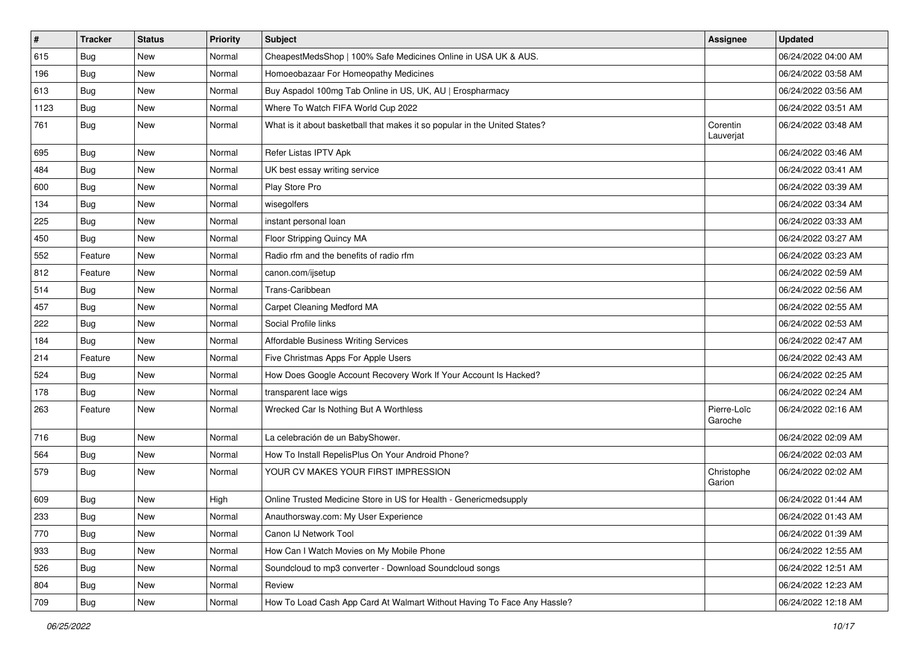| # | Tracker | Status | Priority | Subject | Assignee | Updated |
|---|---|---|---|---|---|---|
| 615 | Bug | New | Normal | CheapestMedsShop \| 100% Safe Medicines Online in USA UK & AUS. | | 06/24/2022 04:00 AM |
| 196 | Bug | New | Normal | Homoeobazaar For Homeopathy Medicines | | 06/24/2022 03:58 AM |
| 613 | Bug | New | Normal | Buy Aspadol 100mg Tab Online in US, UK, AU \| Erospharmacy | | 06/24/2022 03:56 AM |
| 1123 | Bug | New | Normal | Where To Watch FIFA World Cup 2022 | | 06/24/2022 03:51 AM |
| 761 | Bug | New | Normal | What is it about basketball that makes it so popular in the United States? | Corentin Lauverjat | 06/24/2022 03:48 AM |
| 695 | Bug | New | Normal | Refer Listas IPTV Apk | | 06/24/2022 03:46 AM |
| 484 | Bug | New | Normal | UK best essay writing service | | 06/24/2022 03:41 AM |
| 600 | Bug | New | Normal | Play Store Pro | | 06/24/2022 03:39 AM |
| 134 | Bug | New | Normal | wisegolfers | | 06/24/2022 03:34 AM |
| 225 | Bug | New | Normal | instant personal loan | | 06/24/2022 03:33 AM |
| 450 | Bug | New | Normal | Floor Stripping Quincy MA | | 06/24/2022 03:27 AM |
| 552 | Feature | New | Normal | Radio rfm and the benefits of radio rfm | | 06/24/2022 03:23 AM |
| 812 | Feature | New | Normal | canon.com/ijsetup | | 06/24/2022 02:59 AM |
| 514 | Bug | New | Normal | Trans-Caribbean | | 06/24/2022 02:56 AM |
| 457 | Bug | New | Normal | Carpet Cleaning Medford MA | | 06/24/2022 02:55 AM |
| 222 | Bug | New | Normal | Social Profile links | | 06/24/2022 02:53 AM |
| 184 | Bug | New | Normal | Affordable Business Writing Services | | 06/24/2022 02:47 AM |
| 214 | Feature | New | Normal | Five Christmas Apps For Apple Users | | 06/24/2022 02:43 AM |
| 524 | Bug | New | Normal | How Does Google Account Recovery Work If Your Account Is Hacked? | | 06/24/2022 02:25 AM |
| 178 | Bug | New | Normal | transparent lace wigs | | 06/24/2022 02:24 AM |
| 263 | Feature | New | Normal | Wrecked Car Is Nothing But A Worthless | Pierre-Loïc Garoche | 06/24/2022 02:16 AM |
| 716 | Bug | New | Normal | La celebración de un BabyShower. | | 06/24/2022 02:09 AM |
| 564 | Bug | New | Normal | How To Install RepelisPlus On Your Android Phone? | | 06/24/2022 02:03 AM |
| 579 | Bug | New | Normal | YOUR CV MAKES YOUR FIRST IMPRESSION | Christophe Garion | 06/24/2022 02:02 AM |
| 609 | Bug | New | High | Online Trusted Medicine Store in US for Health - Genericmedsupply | | 06/24/2022 01:44 AM |
| 233 | Bug | New | Normal | Anauthorsway.com: My User Experience | | 06/24/2022 01:43 AM |
| 770 | Bug | New | Normal | Canon IJ Network Tool | | 06/24/2022 01:39 AM |
| 933 | Bug | New | Normal | How Can I Watch Movies on My Mobile Phone | | 06/24/2022 12:55 AM |
| 526 | Bug | New | Normal | Soundcloud to mp3 converter - Download Soundcloud songs | | 06/24/2022 12:51 AM |
| 804 | Bug | New | Normal | Review | | 06/24/2022 12:23 AM |
| 709 | Bug | New | Normal | How To Load Cash App Card At Walmart Without Having To Face Any Hassle? | | 06/24/2022 12:18 AM |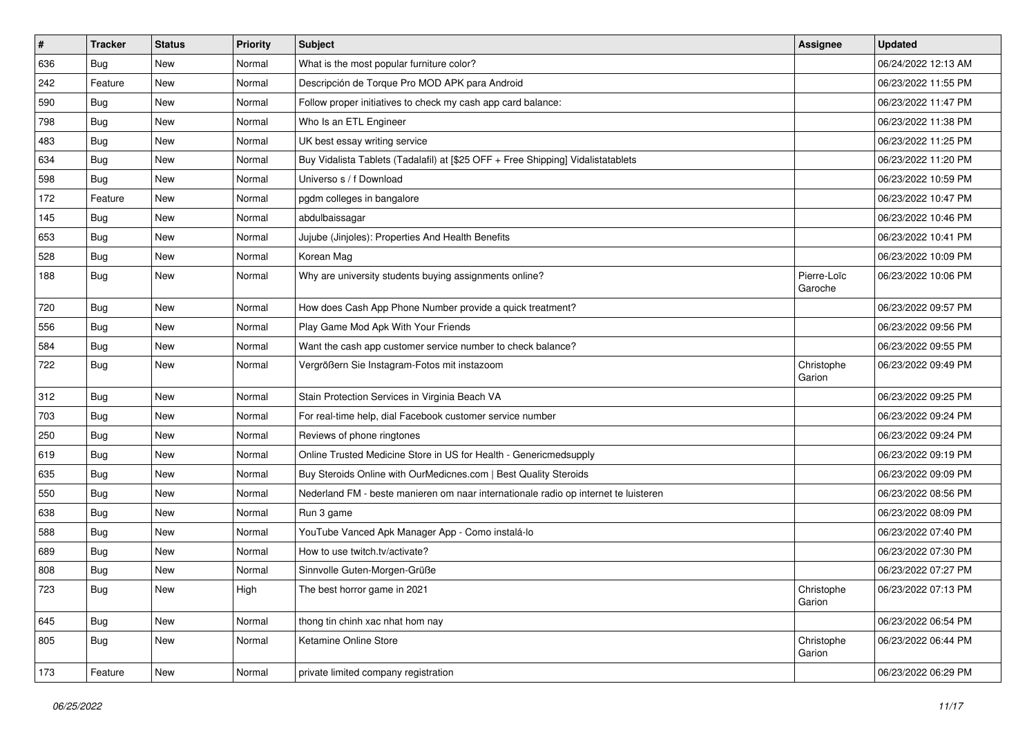| # | Tracker | Status | Priority | Subject | Assignee | Updated |
|---|---|---|---|---|---|---|
| 636 | Bug | New | Normal | What is the most popular furniture color? | | 06/24/2022 12:13 AM |
| 242 | Feature | New | Normal | Descripción de Torque Pro MOD APK para Android | | 06/23/2022 11:55 PM |
| 590 | Bug | New | Normal | Follow proper initiatives to check my cash app card balance: | | 06/23/2022 11:47 PM |
| 798 | Bug | New | Normal | Who Is an ETL Engineer | | 06/23/2022 11:38 PM |
| 483 | Bug | New | Normal | UK best essay writing service | | 06/23/2022 11:25 PM |
| 634 | Bug | New | Normal | Buy Vidalista Tablets (Tadalafil) at [$25 OFF + Free Shipping] Vidalistatablets | | 06/23/2022 11:20 PM |
| 598 | Bug | New | Normal | Universo s / f Download | | 06/23/2022 10:59 PM |
| 172 | Feature | New | Normal | pgdm colleges in bangalore | | 06/23/2022 10:47 PM |
| 145 | Bug | New | Normal | abdulbaissagar | | 06/23/2022 10:46 PM |
| 653 | Bug | New | Normal | Jujube (Jinjoles): Properties And Health Benefits | | 06/23/2022 10:41 PM |
| 528 | Bug | New | Normal | Korean Mag | | 06/23/2022 10:09 PM |
| 188 | Bug | New | Normal | Why are university students buying assignments online? | Pierre-Loïc Garoche | 06/23/2022 10:06 PM |
| 720 | Bug | New | Normal | How does Cash App Phone Number provide a quick treatment? | | 06/23/2022 09:57 PM |
| 556 | Bug | New | Normal | Play Game Mod Apk With Your Friends | | 06/23/2022 09:56 PM |
| 584 | Bug | New | Normal | Want the cash app customer service number to check balance? | | 06/23/2022 09:55 PM |
| 722 | Bug | New | Normal | Vergrößern Sie Instagram-Fotos mit instazoom | Christophe Garion | 06/23/2022 09:49 PM |
| 312 | Bug | New | Normal | Stain Protection Services in Virginia Beach VA | | 06/23/2022 09:25 PM |
| 703 | Bug | New | Normal | For real-time help, dial Facebook customer service number | | 06/23/2022 09:24 PM |
| 250 | Bug | New | Normal | Reviews of phone ringtones | | 06/23/2022 09:24 PM |
| 619 | Bug | New | Normal | Online Trusted Medicine Store in US for Health - Genericmedsupply | | 06/23/2022 09:19 PM |
| 635 | Bug | New | Normal | Buy Steroids Online with OurMedicnes.com \| Best Quality Steroids | | 06/23/2022 09:09 PM |
| 550 | Bug | New | Normal | Nederland FM - beste manieren om naar internationale radio op internet te luisteren | | 06/23/2022 08:56 PM |
| 638 | Bug | New | Normal | Run 3 game | | 06/23/2022 08:09 PM |
| 588 | Bug | New | Normal | YouTube Vanced Apk Manager App - Como instalá-lo | | 06/23/2022 07:40 PM |
| 689 | Bug | New | Normal | How to use twitch.tv/activate? | | 06/23/2022 07:30 PM |
| 808 | Bug | New | Normal | Sinnvolle Guten-Morgen-Grüße | | 06/23/2022 07:27 PM |
| 723 | Bug | New | High | The best horror game in 2021 | Christophe Garion | 06/23/2022 07:13 PM |
| 645 | Bug | New | Normal | thong tin chinh xac nhat hom nay | | 06/23/2022 06:54 PM |
| 805 | Bug | New | Normal | Ketamine Online Store | Christophe Garion | 06/23/2022 06:44 PM |
| 173 | Feature | New | Normal | private limited company registration | | 06/23/2022 06:29 PM |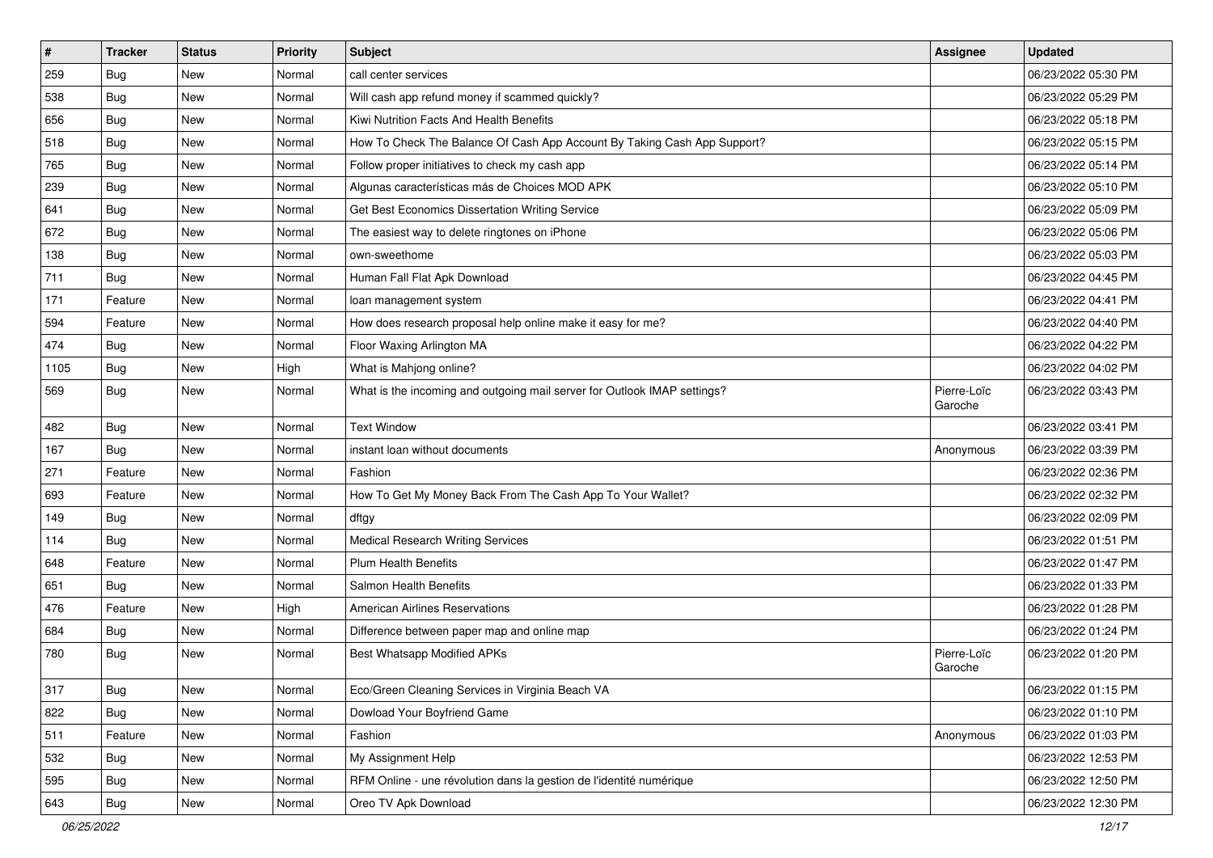| # | Tracker | Status | Priority | Subject | Assignee | Updated |
| --- | --- | --- | --- | --- | --- | --- |
| 259 | Bug | New | Normal | call center services | | 06/23/2022 05:30 PM |
| 538 | Bug | New | Normal | Will cash app refund money if scammed quickly? | | 06/23/2022 05:29 PM |
| 656 | Bug | New | Normal | Kiwi Nutrition Facts And Health Benefits | | 06/23/2022 05:18 PM |
| 518 | Bug | New | Normal | How To Check The Balance Of Cash App Account By Taking Cash App Support? | | 06/23/2022 05:15 PM |
| 765 | Bug | New | Normal | Follow proper initiatives to check my cash app | | 06/23/2022 05:14 PM |
| 239 | Bug | New | Normal | Algunas características más de Choices MOD APK | | 06/23/2022 05:10 PM |
| 641 | Bug | New | Normal | Get Best Economics Dissertation Writing Service | | 06/23/2022 05:09 PM |
| 672 | Bug | New | Normal | The easiest way to delete ringtones on iPhone | | 06/23/2022 05:06 PM |
| 138 | Bug | New | Normal | own-sweethome | | 06/23/2022 05:03 PM |
| 711 | Bug | New | Normal | Human Fall Flat Apk Download | | 06/23/2022 04:45 PM |
| 171 | Feature | New | Normal | loan management system | | 06/23/2022 04:41 PM |
| 594 | Feature | New | Normal | How does research proposal help online make it easy for me? | | 06/23/2022 04:40 PM |
| 474 | Bug | New | Normal | Floor Waxing Arlington MA | | 06/23/2022 04:22 PM |
| 1105 | Bug | New | High | What is Mahjong online? | | 06/23/2022 04:02 PM |
| 569 | Bug | New | Normal | What is the incoming and outgoing mail server for Outlook IMAP settings? | Pierre-Loïc Garoche | 06/23/2022 03:43 PM |
| 482 | Bug | New | Normal | Text Window | | 06/23/2022 03:41 PM |
| 167 | Bug | New | Normal | instant loan without documents | Anonymous | 06/23/2022 03:39 PM |
| 271 | Feature | New | Normal | Fashion | | 06/23/2022 02:36 PM |
| 693 | Feature | New | Normal | How To Get My Money Back From The Cash App To Your Wallet? | | 06/23/2022 02:32 PM |
| 149 | Bug | New | Normal | dftgy | | 06/23/2022 02:09 PM |
| 114 | Bug | New | Normal | Medical Research Writing Services | | 06/23/2022 01:51 PM |
| 648 | Feature | New | Normal | Plum Health Benefits | | 06/23/2022 01:47 PM |
| 651 | Bug | New | Normal | Salmon Health Benefits | | 06/23/2022 01:33 PM |
| 476 | Feature | New | High | American Airlines Reservations | | 06/23/2022 01:28 PM |
| 684 | Bug | New | Normal | Difference between paper map and online map | | 06/23/2022 01:24 PM |
| 780 | Bug | New | Normal | Best Whatsapp Modified APKs | Pierre-Loïc Garoche | 06/23/2022 01:20 PM |
| 317 | Bug | New | Normal | Eco/Green Cleaning Services in Virginia Beach VA | | 06/23/2022 01:15 PM |
| 822 | Bug | New | Normal | Dowload Your Boyfriend Game | | 06/23/2022 01:10 PM |
| 511 | Feature | New | Normal | Fashion | Anonymous | 06/23/2022 01:03 PM |
| 532 | Bug | New | Normal | My Assignment Help | | 06/23/2022 12:53 PM |
| 595 | Bug | New | Normal | RFM Online - une révolution dans la gestion de l'identité numérique | | 06/23/2022 12:50 PM |
| 643 | Bug | New | Normal | Oreo TV Apk Download | | 06/23/2022 12:30 PM |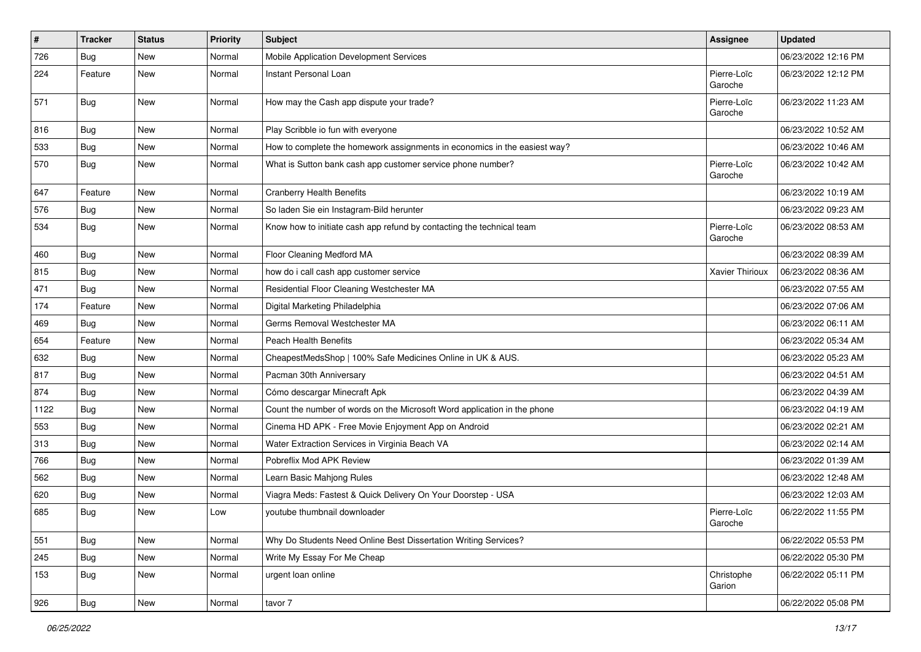| # | Tracker | Status | Priority | Subject | Assignee | Updated |
|---|---|---|---|---|---|---|
| 726 | Bug | New | Normal | Mobile Application Development Services | | 06/23/2022 12:16 PM |
| 224 | Feature | New | Normal | Instant Personal Loan | Pierre-Loïc Garoche | 06/23/2022 12:12 PM |
| 571 | Bug | New | Normal | How may the Cash app dispute your trade? | Pierre-Loïc Garoche | 06/23/2022 11:23 AM |
| 816 | Bug | New | Normal | Play Scribble io fun with everyone | | 06/23/2022 10:52 AM |
| 533 | Bug | New | Normal | How to complete the homework assignments in economics in the easiest way? | | 06/23/2022 10:46 AM |
| 570 | Bug | New | Normal | What is Sutton bank cash app customer service phone number? | Pierre-Loïc Garoche | 06/23/2022 10:42 AM |
| 647 | Feature | New | Normal | Cranberry Health Benefits | | 06/23/2022 10:19 AM |
| 576 | Bug | New | Normal | So laden Sie ein Instagram-Bild herunter | | 06/23/2022 09:23 AM |
| 534 | Bug | New | Normal | Know how to initiate cash app refund by contacting the technical team | Pierre-Loïc Garoche | 06/23/2022 08:53 AM |
| 460 | Bug | New | Normal | Floor Cleaning Medford MA | | 06/23/2022 08:39 AM |
| 815 | Bug | New | Normal | how do i call cash app customer service | Xavier Thirioux | 06/23/2022 08:36 AM |
| 471 | Bug | New | Normal | Residential Floor Cleaning Westchester MA | | 06/23/2022 07:55 AM |
| 174 | Feature | New | Normal | Digital Marketing Philadelphia | | 06/23/2022 07:06 AM |
| 469 | Bug | New | Normal | Germs Removal Westchester MA | | 06/23/2022 06:11 AM |
| 654 | Feature | New | Normal | Peach Health Benefits | | 06/23/2022 05:34 AM |
| 632 | Bug | New | Normal | CheapestMedsShop \| 100% Safe Medicines Online in UK & AUS. | | 06/23/2022 05:23 AM |
| 817 | Bug | New | Normal | Pacman 30th Anniversary | | 06/23/2022 04:51 AM |
| 874 | Bug | New | Normal | Cómo descargar Minecraft Apk | | 06/23/2022 04:39 AM |
| 1122 | Bug | New | Normal | Count the number of words on the Microsoft Word application in the phone | | 06/23/2022 04:19 AM |
| 553 | Bug | New | Normal | Cinema HD APK - Free Movie Enjoyment App on Android | | 06/23/2022 02:21 AM |
| 313 | Bug | New | Normal | Water Extraction Services in Virginia Beach VA | | 06/23/2022 02:14 AM |
| 766 | Bug | New | Normal | Pobreflix Mod APK Review | | 06/23/2022 01:39 AM |
| 562 | Bug | New | Normal | Learn Basic Mahjong Rules | | 06/23/2022 12:48 AM |
| 620 | Bug | New | Normal | Viagra Meds: Fastest & Quick Delivery On Your Doorstep - USA | | 06/23/2022 12:03 AM |
| 685 | Bug | New | Low | youtube thumbnail downloader | Pierre-Loïc Garoche | 06/22/2022 11:55 PM |
| 551 | Bug | New | Normal | Why Do Students Need Online Best Dissertation Writing Services? | | 06/22/2022 05:53 PM |
| 245 | Bug | New | Normal | Write My Essay For Me Cheap | | 06/22/2022 05:30 PM |
| 153 | Bug | New | Normal | urgent loan online | Christophe Garion | 06/22/2022 05:11 PM |
| 926 | Bug | New | Normal | tavor 7 | | 06/22/2022 05:08 PM |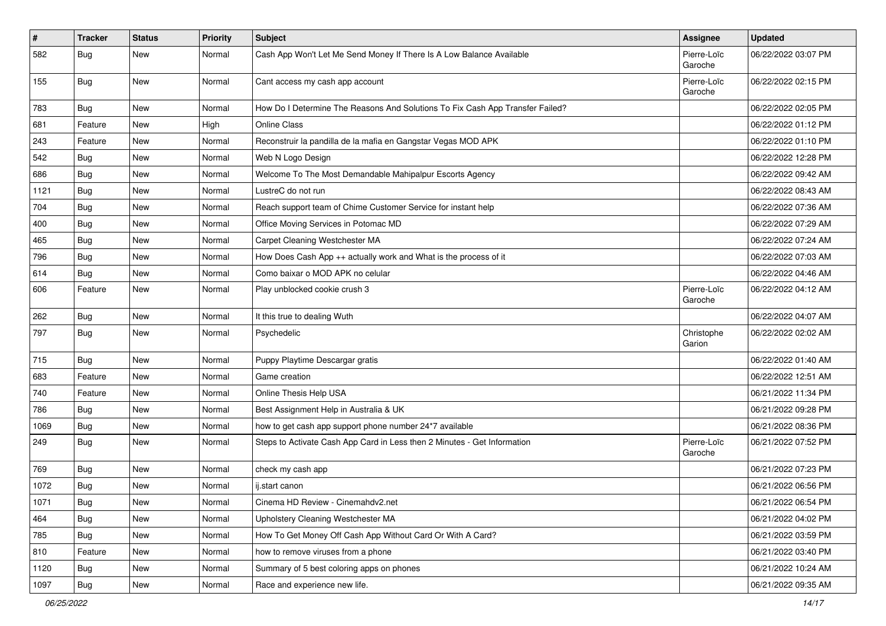| # | Tracker | Status | Priority | Subject | Assignee | Updated |
|---|---|---|---|---|---|---|
| 582 | Bug | New | Normal | Cash App Won't Let Me Send Money If There Is A Low Balance Available | Pierre-Loïc Garoche | 06/22/2022 03:07 PM |
| 155 | Bug | New | Normal | Cant access my cash app account | Pierre-Loïc Garoche | 06/22/2022 02:15 PM |
| 783 | Bug | New | Normal | How Do I Determine The Reasons And Solutions To Fix Cash App Transfer Failed? | | 06/22/2022 02:05 PM |
| 681 | Feature | New | High | Online Class | | 06/22/2022 01:12 PM |
| 243 | Feature | New | Normal | Reconstruir la pandilla de la mafia en Gangstar Vegas MOD APK | | 06/22/2022 01:10 PM |
| 542 | Bug | New | Normal | Web N Logo Design | | 06/22/2022 12:28 PM |
| 686 | Bug | New | Normal | Welcome To The Most Demandable Mahipalpur Escorts Agency | | 06/22/2022 09:42 AM |
| 1121 | Bug | New | Normal | LustreC do not run | | 06/22/2022 08:43 AM |
| 704 | Bug | New | Normal | Reach support team of Chime Customer Service for instant help | | 06/22/2022 07:36 AM |
| 400 | Bug | New | Normal | Office Moving Services in Potomac MD | | 06/22/2022 07:29 AM |
| 465 | Bug | New | Normal | Carpet Cleaning Westchester MA | | 06/22/2022 07:24 AM |
| 796 | Bug | New | Normal | How Does Cash App ++ actually work and What is the process of it | | 06/22/2022 07:03 AM |
| 614 | Bug | New | Normal | Como baixar o MOD APK no celular | | 06/22/2022 04:46 AM |
| 606 | Feature | New | Normal | Play unblocked cookie crush 3 | Pierre-Loïc Garoche | 06/22/2022 04:12 AM |
| 262 | Bug | New | Normal | It this true to dealing Wuth | | 06/22/2022 04:07 AM |
| 797 | Bug | New | Normal | Psychedelic | Christophe Garion | 06/22/2022 02:02 AM |
| 715 | Bug | New | Normal | Puppy Playtime Descargar gratis | | 06/22/2022 01:40 AM |
| 683 | Feature | New | Normal | Game creation | | 06/22/2022 12:51 AM |
| 740 | Feature | New | Normal | Online Thesis Help USA | | 06/21/2022 11:34 PM |
| 786 | Bug | New | Normal | Best Assignment Help in Australia & UK | | 06/21/2022 09:28 PM |
| 1069 | Bug | New | Normal | how to get cash app support phone number 24*7 available | | 06/21/2022 08:36 PM |
| 249 | Bug | New | Normal | Steps to Activate Cash App Card in Less then 2 Minutes - Get Information | Pierre-Loïc Garoche | 06/21/2022 07:52 PM |
| 769 | Bug | New | Normal | check my cash app | | 06/21/2022 07:23 PM |
| 1072 | Bug | New | Normal | ij.start canon | | 06/21/2022 06:56 PM |
| 1071 | Bug | New | Normal | Cinema HD Review - Cinemahdv2.net | | 06/21/2022 06:54 PM |
| 464 | Bug | New | Normal | Upholstery Cleaning Westchester MA | | 06/21/2022 04:02 PM |
| 785 | Bug | New | Normal | How To Get Money Off Cash App Without Card Or With A Card? | | 06/21/2022 03:59 PM |
| 810 | Feature | New | Normal | how to remove viruses from a phone | | 06/21/2022 03:40 PM |
| 1120 | Bug | New | Normal | Summary of 5 best coloring apps on phones | | 06/21/2022 10:24 AM |
| 1097 | Bug | New | Normal | Race and experience new life. | | 06/21/2022 09:35 AM |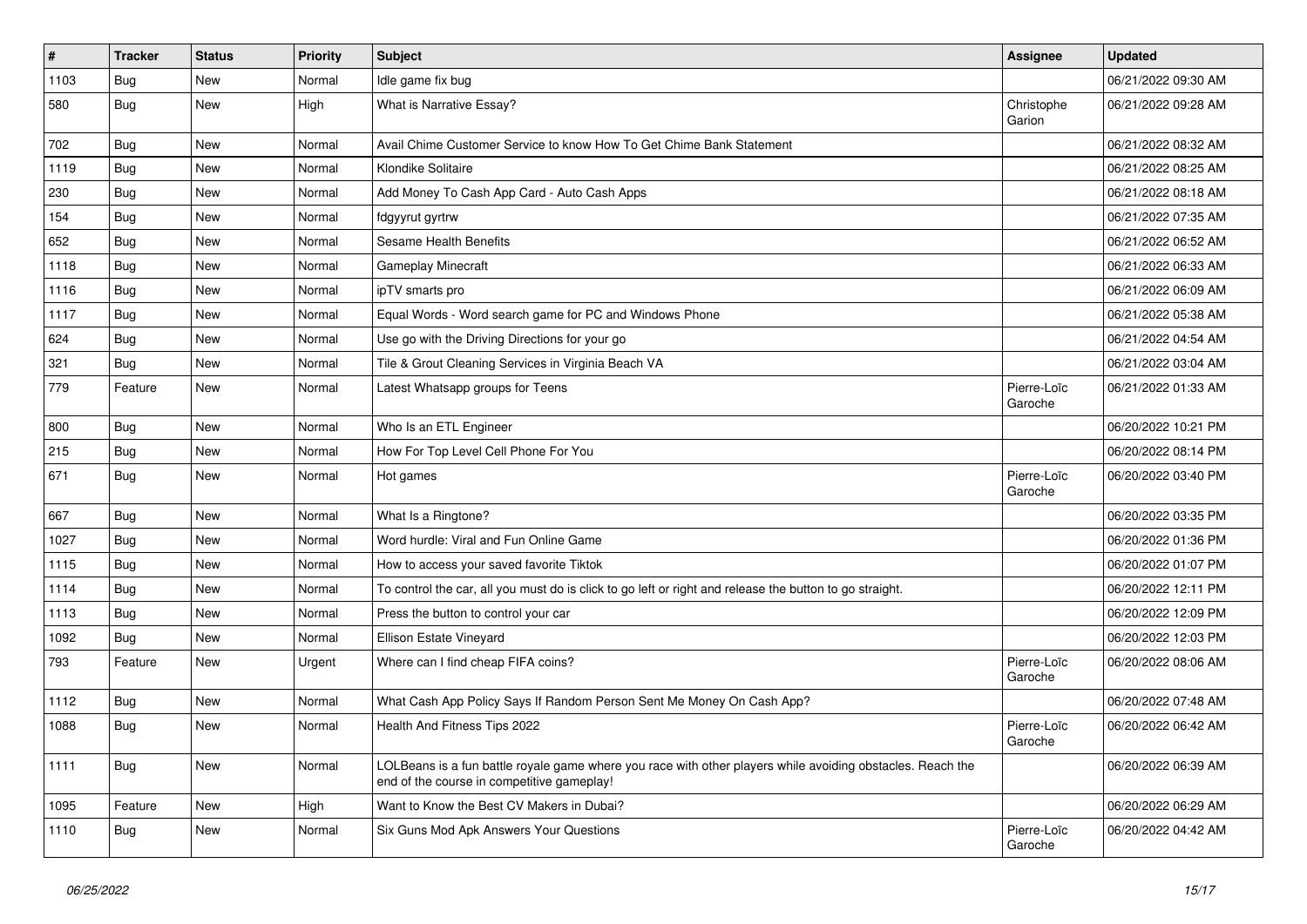| # | Tracker | Status | Priority | Subject | Assignee | Updated |
|---|---|---|---|---|---|---|
| 1103 | Bug | New | Normal | Idle game fix bug | | 06/21/2022 09:30 AM |
| 580 | Bug | New | High | What is Narrative Essay? | Christophe Garion | 06/21/2022 09:28 AM |
| 702 | Bug | New | Normal | Avail Chime Customer Service to know How To Get Chime Bank Statement | | 06/21/2022 08:32 AM |
| 1119 | Bug | New | Normal | Klondike Solitaire | | 06/21/2022 08:25 AM |
| 230 | Bug | New | Normal | Add Money To Cash App Card - Auto Cash Apps | | 06/21/2022 08:18 AM |
| 154 | Bug | New | Normal | fdgyyrut gyrtrw | | 06/21/2022 07:35 AM |
| 652 | Bug | New | Normal | Sesame Health Benefits | | 06/21/2022 06:52 AM |
| 1118 | Bug | New | Normal | Gameplay Minecraft | | 06/21/2022 06:33 AM |
| 1116 | Bug | New | Normal | ipTV smarts pro | | 06/21/2022 06:09 AM |
| 1117 | Bug | New | Normal | Equal Words - Word search game for PC and Windows Phone | | 06/21/2022 05:38 AM |
| 624 | Bug | New | Normal | Use go with the Driving Directions for your go | | 06/21/2022 04:54 AM |
| 321 | Bug | New | Normal | Tile & Grout Cleaning Services in Virginia Beach VA | | 06/21/2022 03:04 AM |
| 779 | Feature | New | Normal | Latest Whatsapp groups for Teens | Pierre-Loïc Garoche | 06/21/2022 01:33 AM |
| 800 | Bug | New | Normal | Who Is an ETL Engineer | | 06/20/2022 10:21 PM |
| 215 | Bug | New | Normal | How For Top Level Cell Phone For You | | 06/20/2022 08:14 PM |
| 671 | Bug | New | Normal | Hot games | Pierre-Loïc Garoche | 06/20/2022 03:40 PM |
| 667 | Bug | New | Normal | What Is a Ringtone? | | 06/20/2022 03:35 PM |
| 1027 | Bug | New | Normal | Word hurdle: Viral and Fun Online Game | | 06/20/2022 01:36 PM |
| 1115 | Bug | New | Normal | How to access your saved favorite Tiktok | | 06/20/2022 01:07 PM |
| 1114 | Bug | New | Normal | To control the car, all you must do is click to go left or right and release the button to go straight. | | 06/20/2022 12:11 PM |
| 1113 | Bug | New | Normal | Press the button to control your car | | 06/20/2022 12:09 PM |
| 1092 | Bug | New | Normal | Ellison Estate Vineyard | | 06/20/2022 12:03 PM |
| 793 | Feature | New | Urgent | Where can I find cheap FIFA coins? | Pierre-Loïc Garoche | 06/20/2022 08:06 AM |
| 1112 | Bug | New | Normal | What Cash App Policy Says If Random Person Sent Me Money On Cash App? | | 06/20/2022 07:48 AM |
| 1088 | Bug | New | Normal | Health And Fitness Tips 2022 | Pierre-Loïc Garoche | 06/20/2022 06:42 AM |
| 1111 | Bug | New | Normal | LOLBeans is a fun battle royale game where you race with other players while avoiding obstacles. Reach the end of the course in competitive gameplay! | | 06/20/2022 06:39 AM |
| 1095 | Feature | New | High | Want to Know the Best CV Makers in Dubai? | | 06/20/2022 06:29 AM |
| 1110 | Bug | New | Normal | Six Guns Mod Apk Answers Your Questions | Pierre-Loïc Garoche | 06/20/2022 04:42 AM |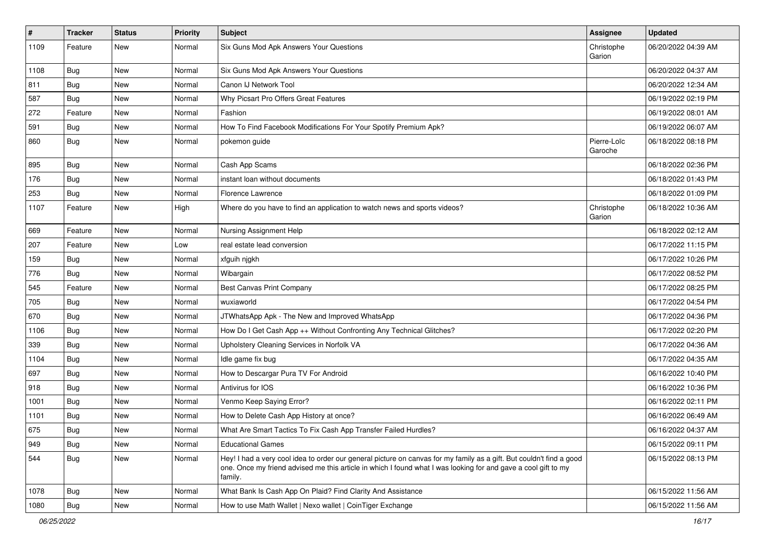| # | Tracker | Status | Priority | Subject | Assignee | Updated |
|---|---|---|---|---|---|---|
| 1109 | Feature | New | Normal | Six Guns Mod Apk Answers Your Questions | Christophe Garion | 06/20/2022 04:39 AM |
| 1108 | Bug | New | Normal | Six Guns Mod Apk Answers Your Questions | | 06/20/2022 04:37 AM |
| 811 | Bug | New | Normal | Canon IJ Network Tool | | 06/20/2022 12:34 AM |
| 587 | Bug | New | Normal | Why Picsart Pro Offers Great Features | | 06/19/2022 02:19 PM |
| 272 | Feature | New | Normal | Fashion | | 06/19/2022 08:01 AM |
| 591 | Bug | New | Normal | How To Find Facebook Modifications For Your Spotify Premium Apk? | | 06/19/2022 06:07 AM |
| 860 | Bug | New | Normal | pokemon guide | Pierre-Loïc Garoche | 06/18/2022 08:18 PM |
| 895 | Bug | New | Normal | Cash App Scams | | 06/18/2022 02:36 PM |
| 176 | Bug | New | Normal | instant loan without documents | | 06/18/2022 01:43 PM |
| 253 | Bug | New | Normal | Florence Lawrence | | 06/18/2022 01:09 PM |
| 1107 | Feature | New | High | Where do you have to find an application to watch news and sports videos? | Christophe Garion | 06/18/2022 10:36 AM |
| 669 | Feature | New | Normal | Nursing Assignment Help | | 06/18/2022 02:12 AM |
| 207 | Feature | New | Low | real estate lead conversion | | 06/17/2022 11:15 PM |
| 159 | Bug | New | Normal | xfguih njgkh | | 06/17/2022 10:26 PM |
| 776 | Bug | New | Normal | Wibargain | | 06/17/2022 08:52 PM |
| 545 | Feature | New | Normal | Best Canvas Print Company | | 06/17/2022 08:25 PM |
| 705 | Bug | New | Normal | wuxiaworld | | 06/17/2022 04:54 PM |
| 670 | Bug | New | Normal | JTWhatsApp Apk - The New and Improved WhatsApp | | 06/17/2022 04:36 PM |
| 1106 | Bug | New | Normal | How Do I Get Cash App ++ Without Confronting Any Technical Glitches? | | 06/17/2022 02:20 PM |
| 339 | Bug | New | Normal | Upholstery Cleaning Services in Norfolk VA | | 06/17/2022 04:36 AM |
| 1104 | Bug | New | Normal | Idle game fix bug | | 06/17/2022 04:35 AM |
| 697 | Bug | New | Normal | How to Descargar Pura TV For Android | | 06/16/2022 10:40 PM |
| 918 | Bug | New | Normal | Antivirus for IOS | | 06/16/2022 10:36 PM |
| 1001 | Bug | New | Normal | Venmo Keep Saying Error? | | 06/16/2022 02:11 PM |
| 1101 | Bug | New | Normal | How to Delete Cash App History at once? | | 06/16/2022 06:49 AM |
| 675 | Bug | New | Normal | What Are Smart Tactics To Fix Cash App Transfer Failed Hurdles? | | 06/16/2022 04:37 AM |
| 949 | Bug | New | Normal | Educational Games | | 06/15/2022 09:11 PM |
| 544 | Bug | New | Normal | Hey! I had a very cool idea to order our general picture on canvas for my family as a gift. But couldn't find a good one. Once my friend advised me this article in which I found what I was looking for and gave a cool gift to my family. | | 06/15/2022 08:13 PM |
| 1078 | Bug | New | Normal | What Bank Is Cash App On Plaid? Find Clarity And Assistance | | 06/15/2022 11:56 AM |
| 1080 | Bug | New | Normal | How to use Math Wallet \| Nexo wallet \| CoinTiger Exchange | | 06/15/2022 11:56 AM |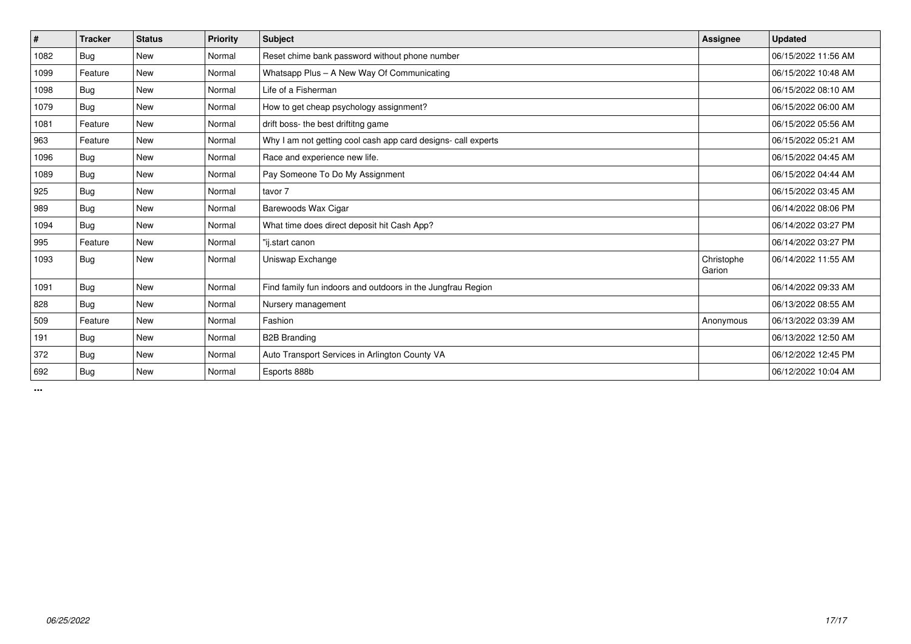| # | Tracker | Status | Priority | Subject | Assignee | Updated |
| --- | --- | --- | --- | --- | --- | --- |
| 1082 | Bug | New | Normal | Reset chime bank password without phone number | | 06/15/2022 11:56 AM |
| 1099 | Feature | New | Normal | Whatsapp Plus – A New Way Of Communicating | | 06/15/2022 10:48 AM |
| 1098 | Bug | New | Normal | Life of a Fisherman | | 06/15/2022 08:10 AM |
| 1079 | Bug | New | Normal | How to get cheap psychology assignment? | | 06/15/2022 06:00 AM |
| 1081 | Feature | New | Normal | drift boss- the best driftitng game | | 06/15/2022 05:56 AM |
| 963 | Feature | New | Normal | Why I am not getting cool cash app card designs- call experts | | 06/15/2022 05:21 AM |
| 1096 | Bug | New | Normal | Race and experience new life. | | 06/15/2022 04:45 AM |
| 1089 | Bug | New | Normal | Pay Someone To Do My Assignment | | 06/15/2022 04:44 AM |
| 925 | Bug | New | Normal | tavor 7 | | 06/15/2022 03:45 AM |
| 989 | Bug | New | Normal | Barewoods Wax Cigar | | 06/14/2022 08:06 PM |
| 1094 | Bug | New | Normal | What time does direct deposit hit Cash App? | | 06/14/2022 03:27 PM |
| 995 | Feature | New | Normal | "ij.start canon | | 06/14/2022 03:27 PM |
| 1093 | Bug | New | Normal | Uniswap Exchange | Christophe Garion | 06/14/2022 11:55 AM |
| 1091 | Bug | New | Normal | Find family fun indoors and outdoors in the Jungfrau Region | | 06/14/2022 09:33 AM |
| 828 | Bug | New | Normal | Nursery management | | 06/13/2022 08:55 AM |
| 509 | Feature | New | Normal | Fashion | Anonymous | 06/13/2022 03:39 AM |
| 191 | Bug | New | Normal | B2B Branding | | 06/13/2022 12:50 AM |
| 372 | Bug | New | Normal | Auto Transport Services in Arlington County VA | | 06/12/2022 12:45 PM |
| 692 | Bug | New | Normal | Esports 888b | | 06/12/2022 10:04 AM |

...